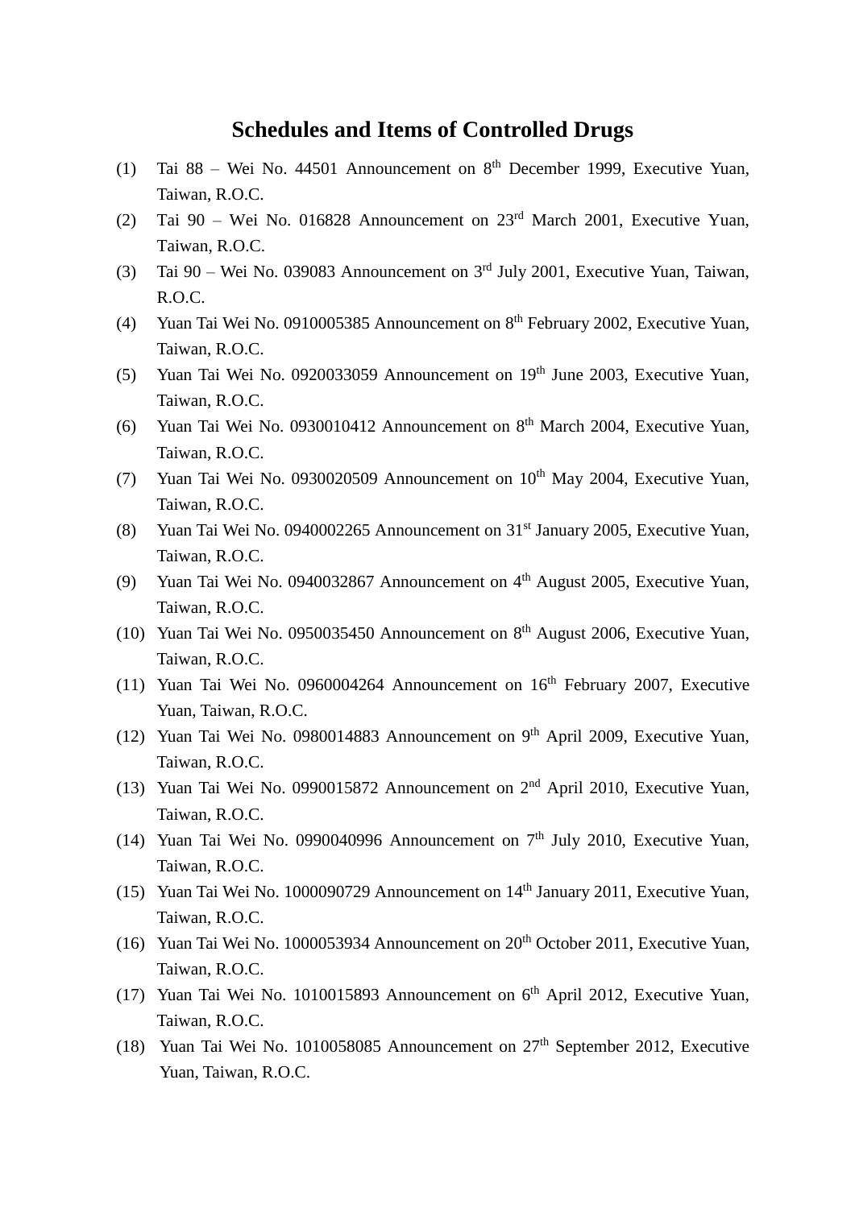# Schedules and Items of Controlled Drugs

(1) Tai 88 – Wei No. 44501 Announcement on 8th December 1999, Executive Yuan, Taiwan, R.O.C.

(2) Tai 90 – Wei No. 016828 Announcement on 23rd March 2001, Executive Yuan, Taiwan, R.O.C.

(3) Tai 90 – Wei No. 039083 Announcement on 3rd July 2001, Executive Yuan, Taiwan, R.O.C.

(4) Yuan Tai Wei No. 0910005385 Announcement on 8th February 2002, Executive Yuan, Taiwan, R.O.C.

(5) Yuan Tai Wei No. 0920033059 Announcement on 19th June 2003, Executive Yuan, Taiwan, R.O.C.

(6) Yuan Tai Wei No. 0930010412 Announcement on 8th March 2004, Executive Yuan, Taiwan, R.O.C.

(7) Yuan Tai Wei No. 0930020509 Announcement on 10th May 2004, Executive Yuan, Taiwan, R.O.C.

(8) Yuan Tai Wei No. 0940002265 Announcement on 31st January 2005, Executive Yuan, Taiwan, R.O.C.

(9) Yuan Tai Wei No. 0940032867 Announcement on 4th August 2005, Executive Yuan, Taiwan, R.O.C.

(10) Yuan Tai Wei No. 0950035450 Announcement on 8th August 2006, Executive Yuan, Taiwan, R.O.C.

(11) Yuan Tai Wei No. 0960004264 Announcement on 16th February 2007, Executive Yuan, Taiwan, R.O.C.

(12) Yuan Tai Wei No. 0980014883 Announcement on 9th April 2009, Executive Yuan, Taiwan, R.O.C.

(13) Yuan Tai Wei No. 0990015872 Announcement on 2nd April 2010, Executive Yuan, Taiwan, R.O.C.

(14) Yuan Tai Wei No. 0990040996 Announcement on 7th July 2010, Executive Yuan, Taiwan, R.O.C.

(15) Yuan Tai Wei No. 1000090729 Announcement on 14th January 2011, Executive Yuan, Taiwan, R.O.C.

(16) Yuan Tai Wei No. 1000053934 Announcement on 20th October 2011, Executive Yuan, Taiwan, R.O.C.

(17) Yuan Tai Wei No. 1010015893 Announcement on 6th April 2012, Executive Yuan, Taiwan, R.O.C.

(18) Yuan Tai Wei No. 1010058085 Announcement on 27th September 2012, Executive Yuan, Taiwan, R.O.C.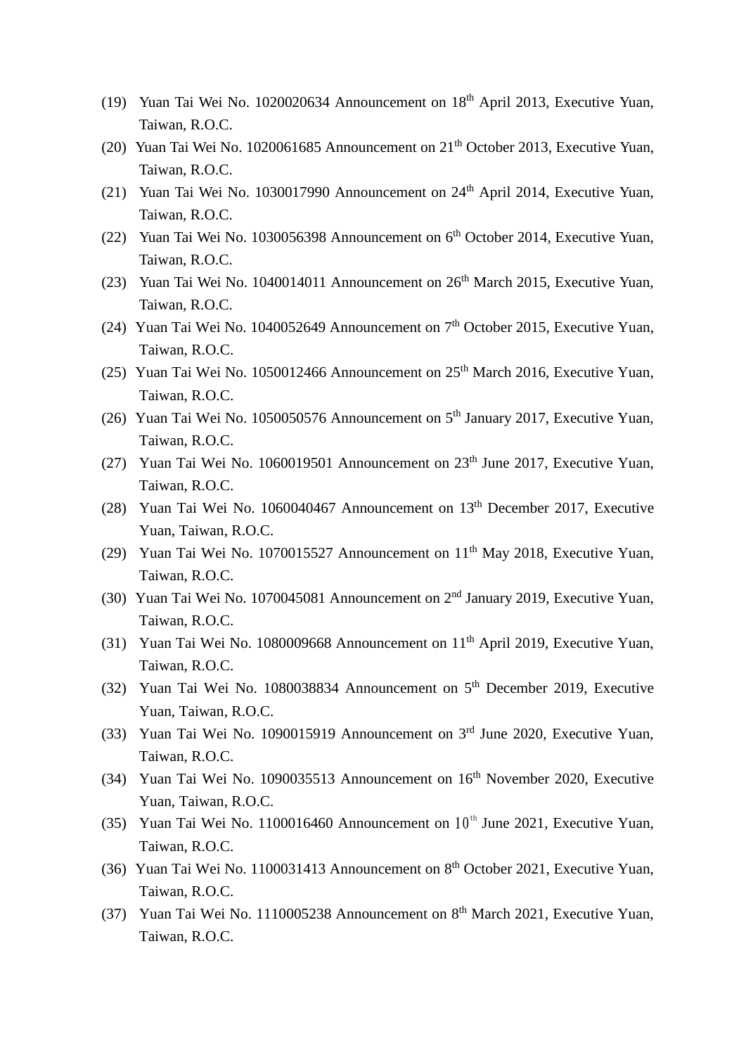(19) Yuan Tai Wei No. 1020020634 Announcement on 18th April 2013, Executive Yuan, Taiwan, R.O.C.

(20) Yuan Tai Wei No. 1020061685 Announcement on 21th October 2013, Executive Yuan, Taiwan, R.O.C.

(21) Yuan Tai Wei No. 1030017990 Announcement on 24th April 2014, Executive Yuan, Taiwan, R.O.C.

(22) Yuan Tai Wei No. 1030056398 Announcement on 6th October 2014, Executive Yuan, Taiwan, R.O.C.

(23) Yuan Tai Wei No. 1040014011 Announcement on 26th March 2015, Executive Yuan, Taiwan, R.O.C.

(24) Yuan Tai Wei No. 1040052649 Announcement on 7th October 2015, Executive Yuan, Taiwan, R.O.C.

(25) Yuan Tai Wei No. 1050012466 Announcement on 25th March 2016, Executive Yuan, Taiwan, R.O.C.

(26) Yuan Tai Wei No. 1050050576 Announcement on 5th January 2017, Executive Yuan, Taiwan, R.O.C.

(27) Yuan Tai Wei No. 1060019501 Announcement on 23th June 2017, Executive Yuan, Taiwan, R.O.C.

(28) Yuan Tai Wei No. 1060040467 Announcement on 13th December 2017, Executive Yuan, Taiwan, R.O.C.

(29) Yuan Tai Wei No. 1070015527 Announcement on 11th May 2018, Executive Yuan, Taiwan, R.O.C.

(30) Yuan Tai Wei No. 1070045081 Announcement on 2nd January 2019, Executive Yuan, Taiwan, R.O.C.

(31) Yuan Tai Wei No. 1080009668 Announcement on 11th April 2019, Executive Yuan, Taiwan, R.O.C.

(32) Yuan Tai Wei No. 1080038834 Announcement on 5th December 2019, Executive Yuan, Taiwan, R.O.C.

(33) Yuan Tai Wei No. 1090015919 Announcement on 3rd June 2020, Executive Yuan, Taiwan, R.O.C.

(34) Yuan Tai Wei No. 1090035513 Announcement on 16th November 2020, Executive Yuan, Taiwan, R.O.C.

(35) Yuan Tai Wei No. 1100016460 Announcement on 10th June 2021, Executive Yuan, Taiwan, R.O.C.

(36) Yuan Tai Wei No. 1100031413 Announcement on 8th October 2021, Executive Yuan, Taiwan, R.O.C.

(37) Yuan Tai Wei No. 1110005238 Announcement on 8th March 2021, Executive Yuan, Taiwan, R.O.C.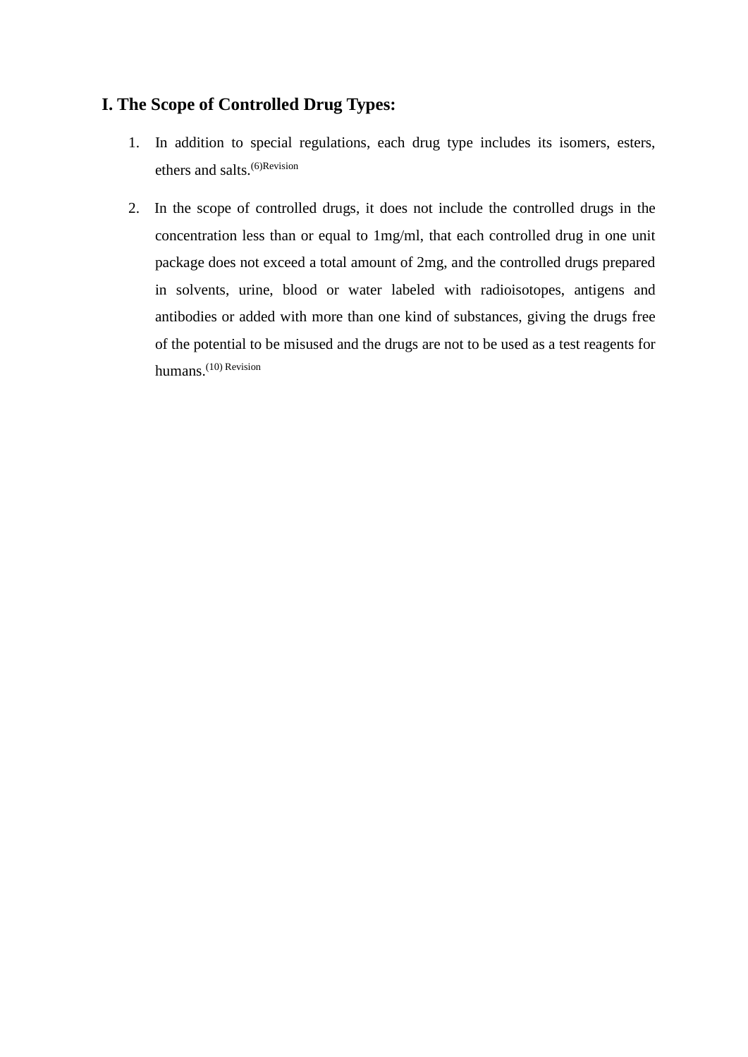## I. The Scope of Controlled Drug Types:

1. In addition to special regulations, each drug type includes its isomers, esters, ethers and salts.(6)Revision

2. In the scope of controlled drugs, it does not include the controlled drugs in the concentration less than or equal to 1mg/ml, that each controlled drug in one unit package does not exceed a total amount of 2mg, and the controlled drugs prepared in solvents, urine, blood or water labeled with radioisotopes, antigens and antibodies or added with more than one kind of substances, giving the drugs free of the potential to be misused and the drugs are not to be used as a test reagents for humans.(10) Revision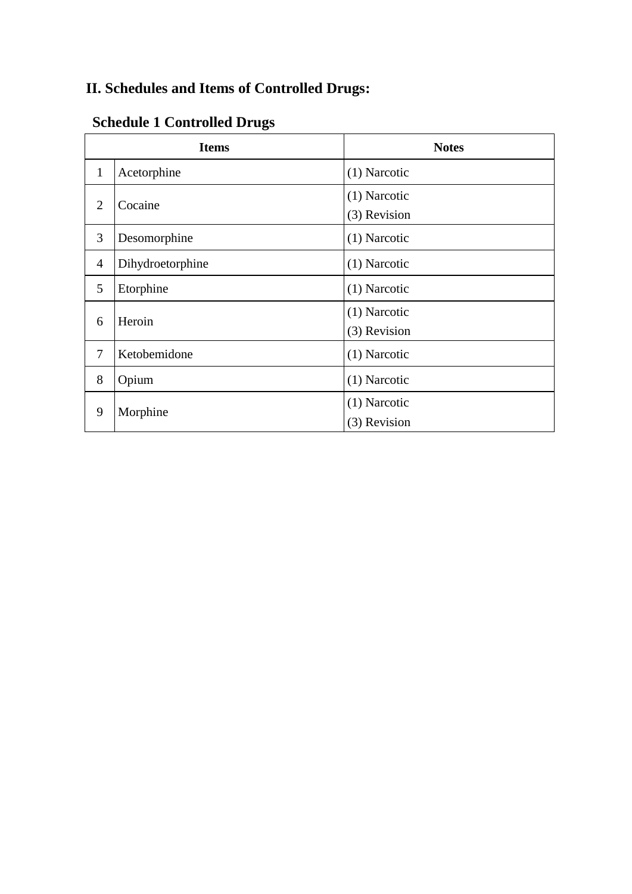## II. Schedules and Items of Controlled Drugs:

### Schedule 1 Controlled Drugs

| Items | | Notes |
|---|---|---|
| 1 | Acetorphine | (1) Narcotic |
| 2 | Cocaine | (1) Narcotic<br>(3) Revision |
| 3 | Desomorphine | (1) Narcotic |
| 4 | Dihydroetorphine | (1) Narcotic |
| 5 | Etorphine | (1) Narcotic |
| 6 | Heroin | (1) Narcotic<br>(3) Revision |
| 7 | Ketobemidone | (1) Narcotic |
| 8 | Opium | (1) Narcotic |
| 9 | Morphine | (1) Narcotic<br>(3) Revision |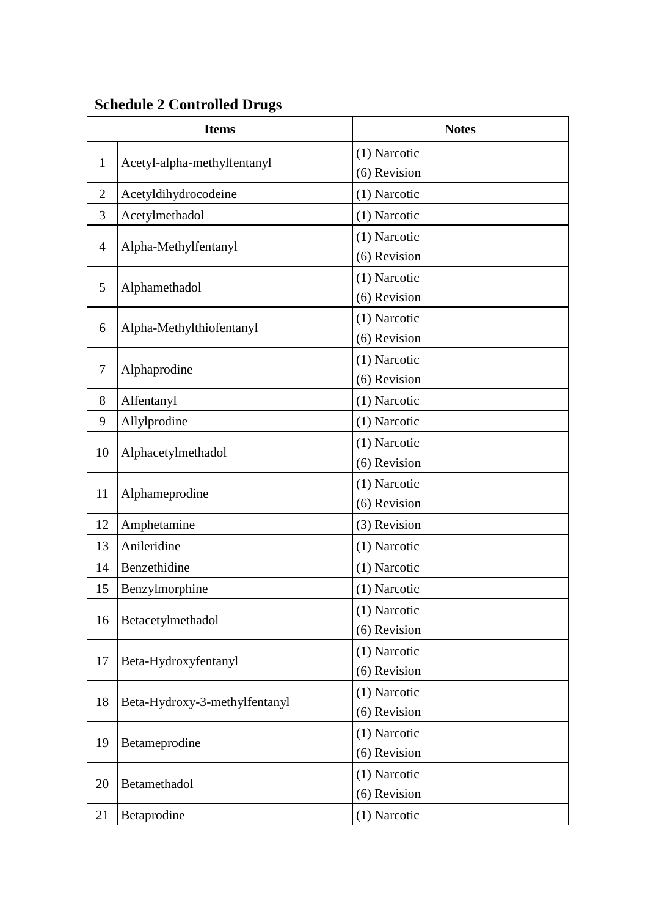## Schedule 2 Controlled Drugs

| Items | | Notes |
|---|---|---|
| 1 | Acetyl-alpha-methylfentanyl | (1) Narcotic<br>(6) Revision |
| 2 | Acetyldihydrocodeine | (1) Narcotic |
| 3 | Acetylmethadol | (1) Narcotic |
| 4 | Alpha-Methylfentanyl | (1) Narcotic<br>(6) Revision |
| 5 | Alphamethadol | (1) Narcotic<br>(6) Revision |
| 6 | Alpha-Methylthiofentanyl | (1) Narcotic<br>(6) Revision |
| 7 | Alphaprodine | (1) Narcotic<br>(6) Revision |
| 8 | Alfentanyl | (1) Narcotic |
| 9 | Allylprodine | (1) Narcotic |
| 10 | Alphacetylmethadol | (1) Narcotic<br>(6) Revision |
| 11 | Alphameprodine | (1) Narcotic<br>(6) Revision |
| 12 | Amphetamine | (3) Revision |
| 13 | Anileridine | (1) Narcotic |
| 14 | Benzethidine | (1) Narcotic |
| 15 | Benzylmorphine | (1) Narcotic |
| 16 | Betacetylmethadol | (1) Narcotic<br>(6) Revision |
| 17 | Beta-Hydroxyfentanyl | (1) Narcotic<br>(6) Revision |
| 18 | Beta-Hydroxy-3-methylfentanyl | (1) Narcotic<br>(6) Revision |
| 19 | Betameprodine | (1) Narcotic<br>(6) Revision |
| 20 | Betamethadol | (1) Narcotic<br>(6) Revision |
| 21 | Betaprodine | (1) Narcotic |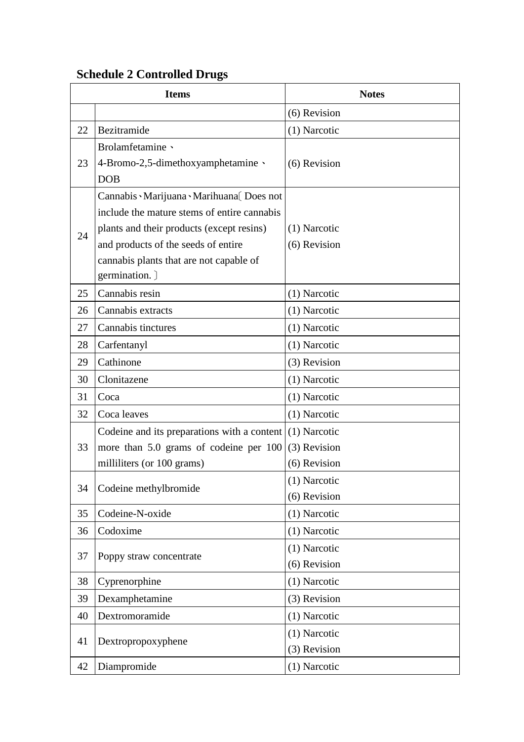**Schedule 2 Controlled Drugs**

| | Items | Notes |
|---|---|---|
| | | (6) Revision |
| 22 | Bezitramide | (1) Narcotic |
| 23 | Brolamfetamine、4-Bromo-2,5-dimethoxyamphetamine、DOB | (6) Revision |
| 24 | Cannabis、Marijuana、Marihuana〔Does not include the mature stems of entire cannabis plants and their products (except resins) and products of the seeds of entire cannabis plants that are not capable of germination.〕 | (1) Narcotic<br>(6) Revision |
| 25 | Cannabis resin | (1) Narcotic |
| 26 | Cannabis extracts | (1) Narcotic |
| 27 | Cannabis tinctures | (1) Narcotic |
| 28 | Carfentanyl | (1) Narcotic |
| 29 | Cathinone | (3) Revision |
| 30 | Clonitazene | (1) Narcotic |
| 31 | Coca | (1) Narcotic |
| 32 | Coca leaves | (1) Narcotic |
| 33 | Codeine and its preparations with a content more than 5.0 grams of codeine per 100 milliliters (or 100 grams) | (1) Narcotic<br>(3) Revision<br>(6) Revision |
| 34 | Codeine methylbromide | (1) Narcotic<br>(6) Revision |
| 35 | Codeine-N-oxide | (1) Narcotic |
| 36 | Codoxime | (1) Narcotic |
| 37 | Poppy straw concentrate | (1) Narcotic<br>(6) Revision |
| 38 | Cyprenorphine | (1) Narcotic |
| 39 | Dexamphetamine | (3) Revision |
| 40 | Dextromoramide | (1) Narcotic |
| 41 | Dextropropoxyphene | (1) Narcotic<br>(3) Revision |
| 42 | Diampromide | (1) Narcotic |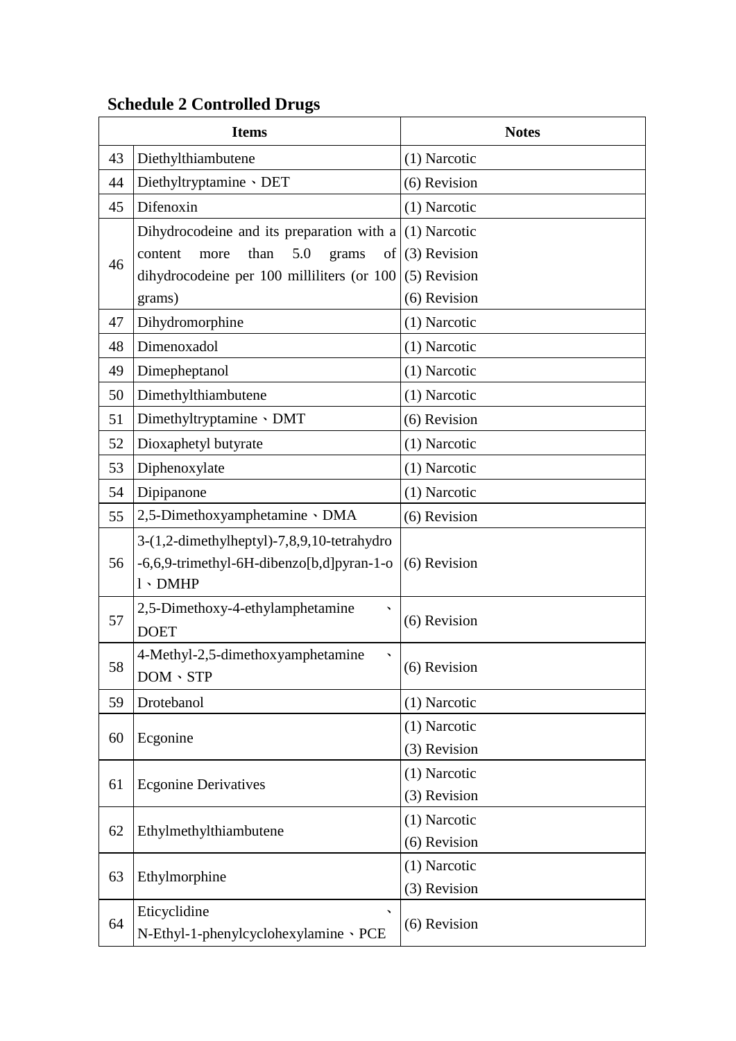## Schedule 2 Controlled Drugs

| Items | | Notes |
|---|---|---|
| 43 | Diethylthiambutene | (1) Narcotic |
| 44 | Diethyltryptamine、DET | (6) Revision |
| 45 | Difenoxin | (1) Narcotic |
| 46 | Dihydrocodeine and its preparation with a content more than 5.0 grams of dihydrocodeine per 100 milliliters (or 100 grams) | (1) Narcotic<br>(3) Revision<br>(5) Revision<br>(6) Revision |
| 47 | Dihydromorphine | (1) Narcotic |
| 48 | Dimenoxadol | (1) Narcotic |
| 49 | Dimepheptanol | (1) Narcotic |
| 50 | Dimethylthiambutene | (1) Narcotic |
| 51 | Dimethyltryptamine、DMT | (6) Revision |
| 52 | Dioxaphetyl butyrate | (1) Narcotic |
| 53 | Diphenoxylate | (1) Narcotic |
| 54 | Dipipanone | (1) Narcotic |
| 55 | 2,5-Dimethoxyamphetamine、DMA | (6) Revision |
| 56 | 3-(1,2-dimethylheptyl)-7,8,9,10-tetrahydro-6,6,9-trimethyl-6H-dibenzo[b,d]pyran-1-ol、DMHP | (6) Revision |
| 57 | 2,5-Dimethoxy-4-ethylamphetamine、DOET | (6) Revision |
| 58 | 4-Methyl-2,5-dimethoxyamphetamine、DOM、STP | (6) Revision |
| 59 | Drotebanol | (1) Narcotic |
| 60 | Ecgonine | (1) Narcotic<br>(3) Revision |
| 61 | Ecgonine Derivatives | (1) Narcotic<br>(3) Revision |
| 62 | Ethylmethylthiambutene | (1) Narcotic<br>(6) Revision |
| 63 | Ethylmorphine | (1) Narcotic<br>(3) Revision |
| 64 | Eticyclidine、N-Ethyl-1-phenylcyclohexylamine、PCE | (6) Revision |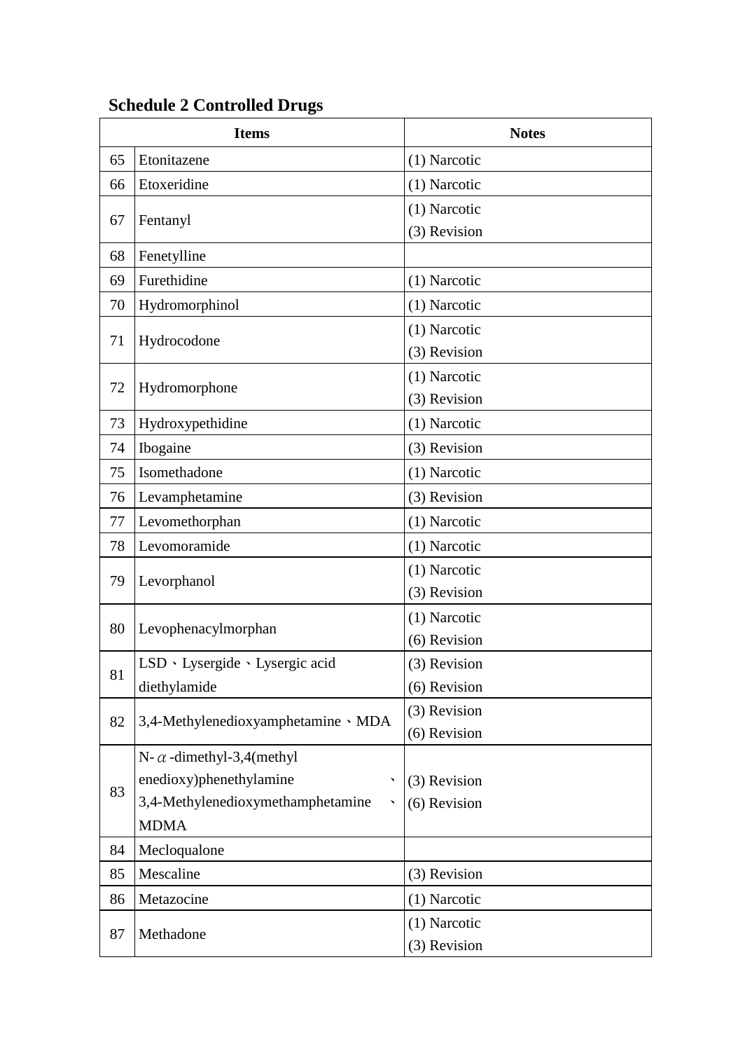**Schedule 2 Controlled Drugs**

| Items | | Notes |
|---|---|---|
| 65 | Etonitazene | (1) Narcotic |
| 66 | Etoxeridine | (1) Narcotic |
| 67 | Fentanyl | (1) Narcotic<br>(3) Revision |
| 68 | Fenetylline | |
| 69 | Furethidine | (1) Narcotic |
| 70 | Hydromorphinol | (1) Narcotic |
| 71 | Hydrocodone | (1) Narcotic<br>(3) Revision |
| 72 | Hydromorphone | (1) Narcotic<br>(3) Revision |
| 73 | Hydroxypethidine | (1) Narcotic |
| 74 | Ibogaine | (3) Revision |
| 75 | Isomethadone | (1) Narcotic |
| 76 | Levamphetamine | (3) Revision |
| 77 | Levomethorphan | (1) Narcotic |
| 78 | Levomoramide | (1) Narcotic |
| 79 | Levorphanol | (1) Narcotic<br>(3) Revision |
| 80 | Levophenacylmorphan | (1) Narcotic<br>(6) Revision |
| 81 | LSD、Lysergide、Lysergic acid diethylamide | (3) Revision<br>(6) Revision |
| 82 | 3,4-Methylenedioxyamphetamine、MDA | (3) Revision<br>(6) Revision |
| 83 | N-$\alpha$-dimethyl-3,4(methyl enedioxy)phenethylamine、3,4-Methylenedioxymethamphetamine、MDMA | (3) Revision<br>(6) Revision |
| 84 | Mecloqualone | |
| 85 | Mescaline | (3) Revision |
| 86 | Metazocine | (1) Narcotic |
| 87 | Methadone | (1) Narcotic<br>(3) Revision |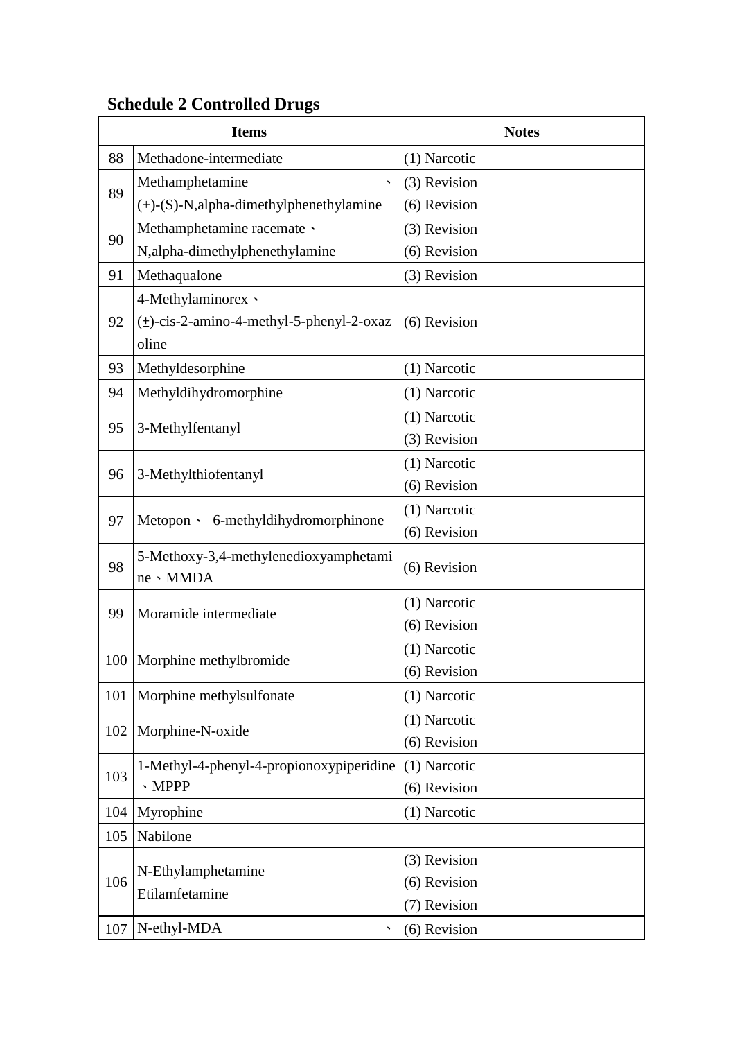**Schedule 2 Controlled Drugs**

| Items | | Notes |
|---|---|---|
| 88 | Methadone-intermediate | (1) Narcotic |
| 89 | Methamphetamine 、 (+)-(S)-N,alpha-dimethylphenethylamine | (3) Revision<br>(6) Revision |
| 90 | Methamphetamine racemate 、 N,alpha-dimethylphenethylamine | (3) Revision<br>(6) Revision |
| 91 | Methaqualone | (3) Revision |
| 92 | 4-Methylaminorex 、 (±)-cis-2-amino-4-methyl-5-phenyl-2-oxazoline | (6) Revision |
| 93 | Methyldesorphine | (1) Narcotic |
| 94 | Methyldihydromorphine | (1) Narcotic |
| 95 | 3-Methylfentanyl | (1) Narcotic<br>(3) Revision |
| 96 | 3-Methylthiofentanyl | (1) Narcotic<br>(6) Revision |
| 97 | Metopon 、 6-methyldihydromorphinone | (1) Narcotic<br>(6) Revision |
| 98 | 5-Methoxy-3,4-methylenedioxyamphetamine 、MMDA | (6) Revision |
| 99 | Moramide intermediate | (1) Narcotic<br>(6) Revision |
| 100 | Morphine methylbromide | (1) Narcotic<br>(6) Revision |
| 101 | Morphine methylsulfonate | (1) Narcotic |
| 102 | Morphine-N-oxide | (1) Narcotic<br>(6) Revision |
| 103 | 1-Methyl-4-phenyl-4-propionoxypiperidine 、MPPP | (1) Narcotic<br>(6) Revision |
| 104 | Myrophine | (1) Narcotic |
| 105 | Nabilone | |
| 106 | N-Ethylamphetamine<br>Etilamfetamine | (3) Revision<br>(6) Revision<br>(7) Revision |
| 107 | N-ethyl-MDA 、 | (6) Revision |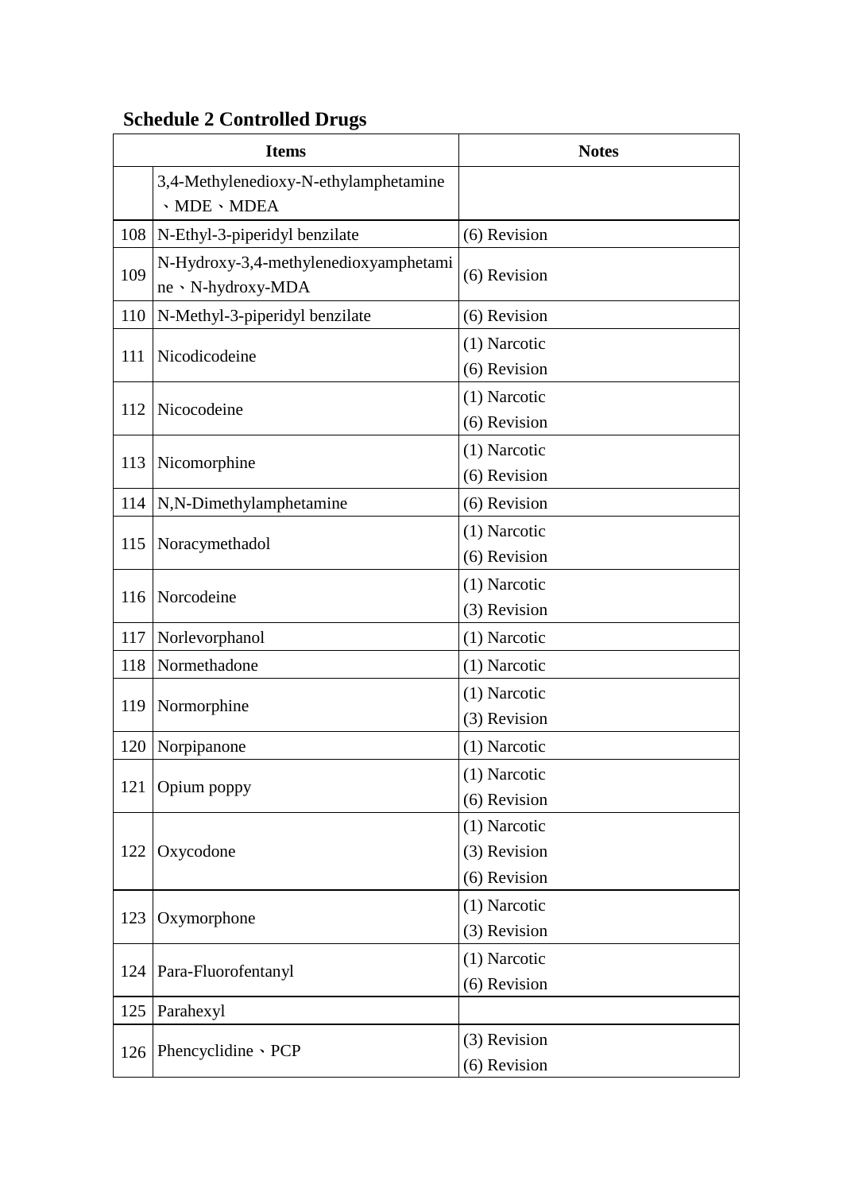## Schedule 2 Controlled Drugs

| Items | | Notes |
|---|---|---|
| | 3,4-Methylenedioxy-N-ethylamphetamine 、MDE、MDEA | |
| 108 | N-Ethyl-3-piperidyl benzilate | (6) Revision |
| 109 | N-Hydroxy-3,4-methylenedioxyamphetamine、N-hydroxy-MDA | (6) Revision |
| 110 | N-Methyl-3-piperidyl benzilate | (6) Revision |
| 111 | Nicodicodeine | (1) Narcotic<br>(6) Revision |
| 112 | Nicocodeine | (1) Narcotic<br>(6) Revision |
| 113 | Nicomorphine | (1) Narcotic<br>(6) Revision |
| 114 | N,N-Dimethylamphetamine | (6) Revision |
| 115 | Noracymethadol | (1) Narcotic<br>(6) Revision |
| 116 | Norcodeine | (1) Narcotic<br>(3) Revision |
| 117 | Norlevorphanol | (1) Narcotic |
| 118 | Normethadone | (1) Narcotic |
| 119 | Normorphine | (1) Narcotic<br>(3) Revision |
| 120 | Norpipanone | (1) Narcotic |
| 121 | Opium poppy | (1) Narcotic<br>(6) Revision |
| 122 | Oxycodone | (1) Narcotic<br>(3) Revision<br>(6) Revision |
| 123 | Oxymorphone | (1) Narcotic<br>(3) Revision |
| 124 | Para-Fluorofentanyl | (1) Narcotic<br>(6) Revision |
| 125 | Parahexyl | |
| 126 | Phencyclidine、PCP | (3) Revision<br>(6) Revision |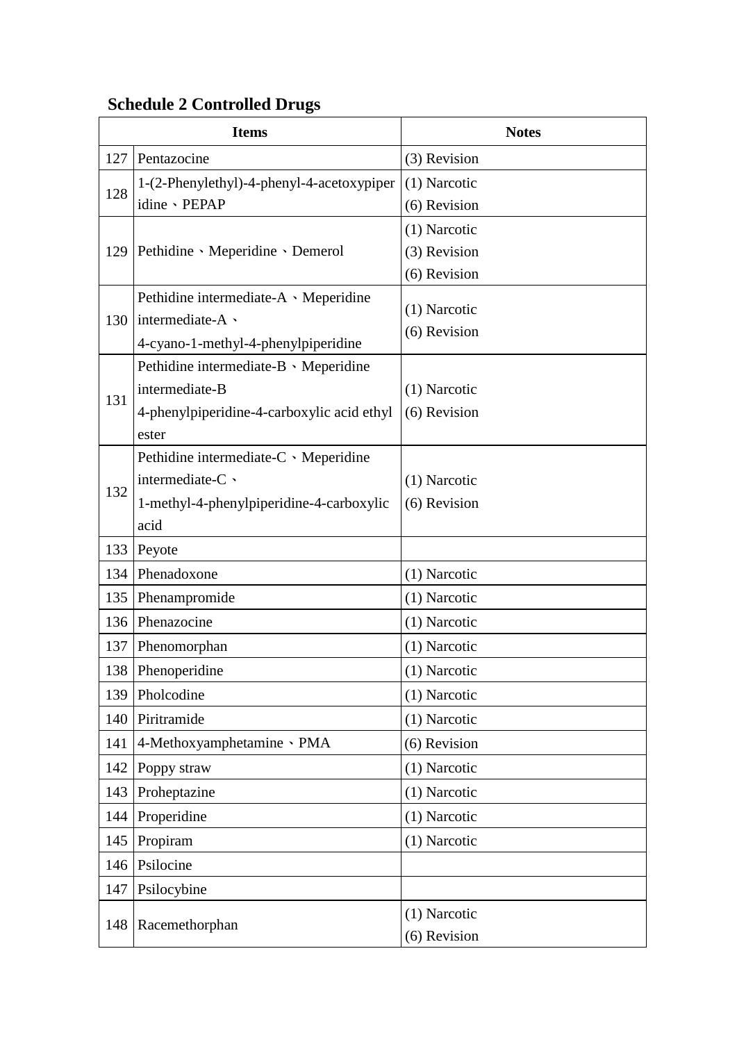## Schedule 2 Controlled Drugs

| Items | | Notes |
|---|---|---|
| 127 | Pentazocine | (3) Revision |
| 128 | 1-(2-Phenylethyl)-4-phenyl-4-acetoxypiperidine、PEPAP | (1) Narcotic<br>(6) Revision |
| 129 | Pethidine、Meperidine、Demerol | (1) Narcotic<br>(3) Revision<br>(6) Revision |
| 130 | Pethidine intermediate-A、Meperidine intermediate-A、4-cyano-1-methyl-4-phenylpiperidine | (1) Narcotic<br>(6) Revision |
| 131 | Pethidine intermediate-B、Meperidine intermediate-B 4-phenylpiperidine-4-carboxylic acid ethyl ester | (1) Narcotic<br>(6) Revision |
| 132 | Pethidine intermediate-C、Meperidine intermediate-C、1-methyl-4-phenylpiperidine-4-carboxylic acid | (1) Narcotic<br>(6) Revision |
| 133 | Peyote | |
| 134 | Phenadoxone | (1) Narcotic |
| 135 | Phenampromide | (1) Narcotic |
| 136 | Phenazocine | (1) Narcotic |
| 137 | Phenomorphan | (1) Narcotic |
| 138 | Phenoperidine | (1) Narcotic |
| 139 | Pholcodine | (1) Narcotic |
| 140 | Piritramide | (1) Narcotic |
| 141 | 4-Methoxyamphetamine、PMA | (6) Revision |
| 142 | Poppy straw | (1) Narcotic |
| 143 | Proheptazine | (1) Narcotic |
| 144 | Properidine | (1) Narcotic |
| 145 | Propiram | (1) Narcotic |
| 146 | Psilocine | |
| 147 | Psilocybine | |
| 148 | Racemethorphan | (1) Narcotic<br>(6) Revision |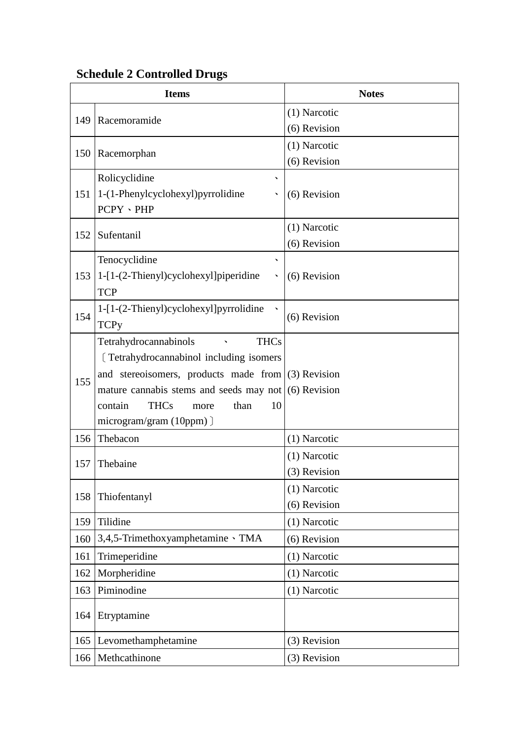**Schedule 2 Controlled Drugs**

| Items | | Notes |
|---|---|---|
| 149 | Racemoramide | (1) Narcotic<br>(6) Revision |
| 150 | Racemorphan | (1) Narcotic<br>(6) Revision |
| 151 | Rolicyclidine、1-(1-Phenylcyclohexyl)pyrrolidine、PCPY、PHP | (6) Revision |
| 152 | Sufentanil | (1) Narcotic<br>(6) Revision |
| 153 | Tenocyclidine、1-[1-(2-Thienyl)cyclohexyl]piperidine、TCP | (6) Revision |
| 154 | 1-[1-(2-Thienyl)cyclohexyl]pyrrolidine、TCPy | (6) Revision |
| 155 | Tetrahydrocannabinols、THCs〔Tetrahydrocannabinol including isomers and stereoisomers, products made from mature cannabis stems and seeds may not contain THCs more than 10 microgram/gram (10ppm)〕 | (3) Revision<br>(6) Revision |
| 156 | Thebacon | (1) Narcotic |
| 157 | Thebaine | (1) Narcotic<br>(3) Revision |
| 158 | Thiofentanyl | (1) Narcotic<br>(6) Revision |
| 159 | Tilidine | (1) Narcotic |
| 160 | 3,4,5-Trimethoxyamphetamine、TMA | (6) Revision |
| 161 | Trimeperidine | (1) Narcotic |
| 162 | Morpheridine | (1) Narcotic |
| 163 | Piminodine | (1) Narcotic |
| 164 | Etryptamine | |
| 165 | Levomethamphetamine | (3) Revision |
| 166 | Methcathinone | (3) Revision |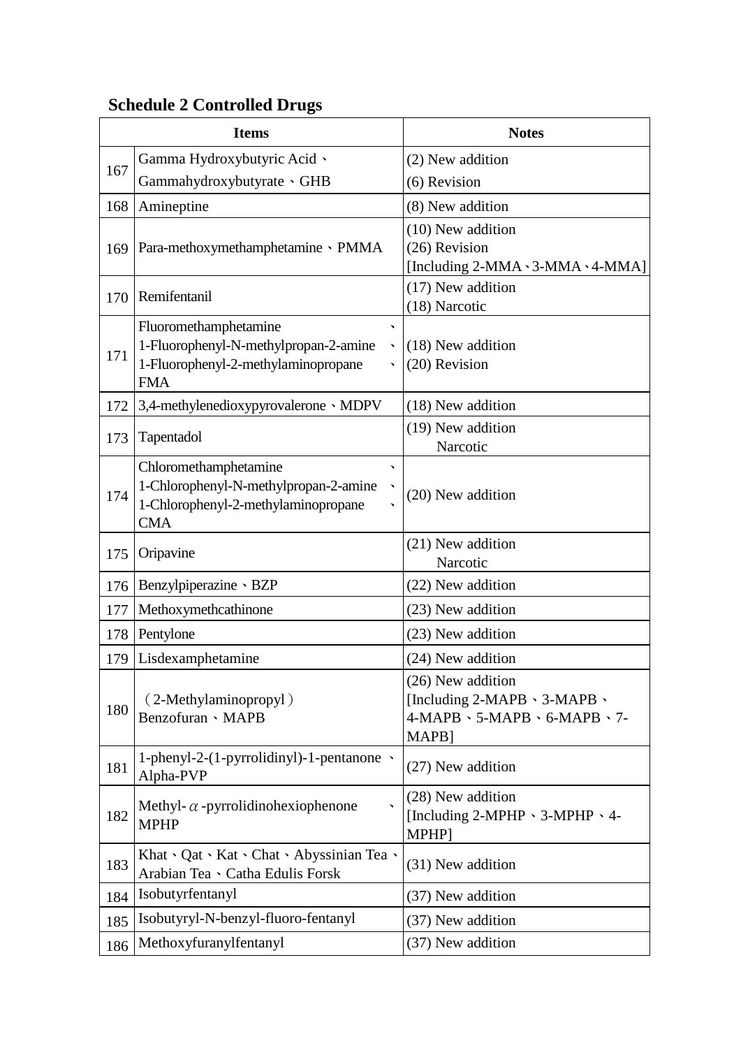**Schedule 2 Controlled Drugs**

| Items | | Notes |
|---|---|---|
| 167 | Gamma Hydroxybutyric Acid、Gammahydroxybutyrate、GHB | (2) New addition<br>(6) Revision |
| 168 | Amineptine | (8) New addition |
| 169 | Para-methoxymethamphetamine、PMMA | (10) New addition<br>(26) Revision<br>[Including 2-MMA、3-MMA、4-MMA] |
| 170 | Remifentanil | (17) New addition<br>(18) Narcotic |
| 171 | Fluoromethamphetamine、1-Fluorophenyl-N-methylpropan-2-amine、1-Fluorophenyl-2-methylaminopropane、FMA | (18) New addition<br>(20) Revision |
| 172 | 3,4-methylenedioxypyrovalerone、MDPV | (18) New addition |
| 173 | Tapentadol | (19) New addition<br>Narcotic |
| 174 | Chloromethamphetamine、1-Chlorophenyl-N-methylpropan-2-amine、1-Chlorophenyl-2-methylaminopropane、CMA | (20) New addition |
| 175 | Oripavine | (21) New addition<br>Narcotic |
| 176 | Benzylpiperazine、BZP | (22) New addition |
| 177 | Methoxymethcathinone | (23) New addition |
| 178 | Pentylone | (23) New addition |
| 179 | Lisdexamphetamine | (24) New addition |
| 180 | （2-Methylaminopropyl）Benzofuran、MAPB | (26) New addition<br>[Including 2-MAPB、3-MAPB、4-MAPB、5-MAPB、6-MAPB、7-MAPB] |
| 181 | 1-phenyl-2-(1-pyrrolidinyl)-1-pentanone、Alpha-PVP | (27) New addition |
| 182 | Methyl-$\alpha$-pyrrolidinohexiophenone、MPHP | (28) New addition<br>[Including 2-MPHP、3-MPHP、4-MPHP] |
| 183 | Khat、Qat、Kat、Chat、Abyssinian Tea、Arabian Tea、Catha Edulis Forsk | (31) New addition |
| 184 | Isobutyrfentanyl | (37) New addition |
| 185 | Isobutyryl-N-benzyl-fluoro-fentanyl | (37) New addition |
| 186 | Methoxyfuranylfentanyl | (37) New addition |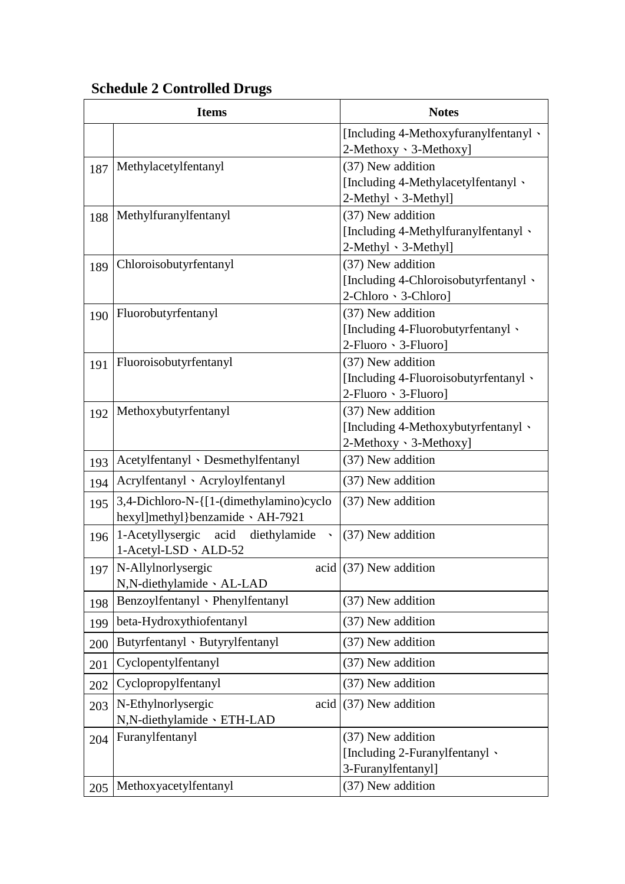## Schedule 2 Controlled Drugs

| Items | | Notes |
|---|---|---|
| | | [Including 4-Methoxyfuranylfentanyl、2-Methoxy、3-Methoxy] |
| 187 | Methylacetylfentanyl | (37) New addition [Including 4-Methylacetylfentanyl、2-Methyl、3-Methyl] |
| 188 | Methylfuranylfentanyl | (37) New addition [Including 4-Methylfuranylfentanyl、2-Methyl、3-Methyl] |
| 189 | Chloroisobutyrfentanyl | (37) New addition [Including 4-Chloroisobutyrfentanyl、2-Chloro、3-Chloro] |
| 190 | Fluorobutyrfentanyl | (37) New addition [Including 4-Fluorobutyrfentanyl、2-Fluoro、3-Fluoro] |
| 191 | Fluoroisobutyrfentanyl | (37) New addition [Including 4-Fluoroisobutyrfentanyl、2-Fluoro、3-Fluoro] |
| 192 | Methoxybutyrfentanyl | (37) New addition [Including 4-Methoxybutyrfentanyl、2-Methoxy、3-Methoxy] |
| 193 | Acetylfentanyl、Desmethylfentanyl | (37) New addition |
| 194 | Acrylfentanyl、Acryloylfentanyl | (37) New addition |
| 195 | 3,4-Dichloro-N-{[1-(dimethylamino)cyclohexyl]methyl}benzamide、AH-7921 | (37) New addition |
| 196 | 1-Acetyllysergic acid diethylamide、1-Acetyl-LSD、ALD-52 | (37) New addition |
| 197 | N-Allylnorlysergic acid N,N-diethylamide、AL-LAD | (37) New addition |
| 198 | Benzoylfentanyl、Phenylfentanyl | (37) New addition |
| 199 | beta-Hydroxythiofentanyl | (37) New addition |
| 200 | Butyrfentanyl、Butyrylfentanyl | (37) New addition |
| 201 | Cyclopentylfentanyl | (37) New addition |
| 202 | Cyclopropylfentanyl | (37) New addition |
| 203 | N-Ethylnorlysergic acid N,N-diethylamide、ETH-LAD | (37) New addition |
| 204 | Furanylfentanyl | (37) New addition [Including 2-Furanylfentanyl、3-Furanylfentanyl] |
| 205 | Methoxyacetylfentanyl | (37) New addition |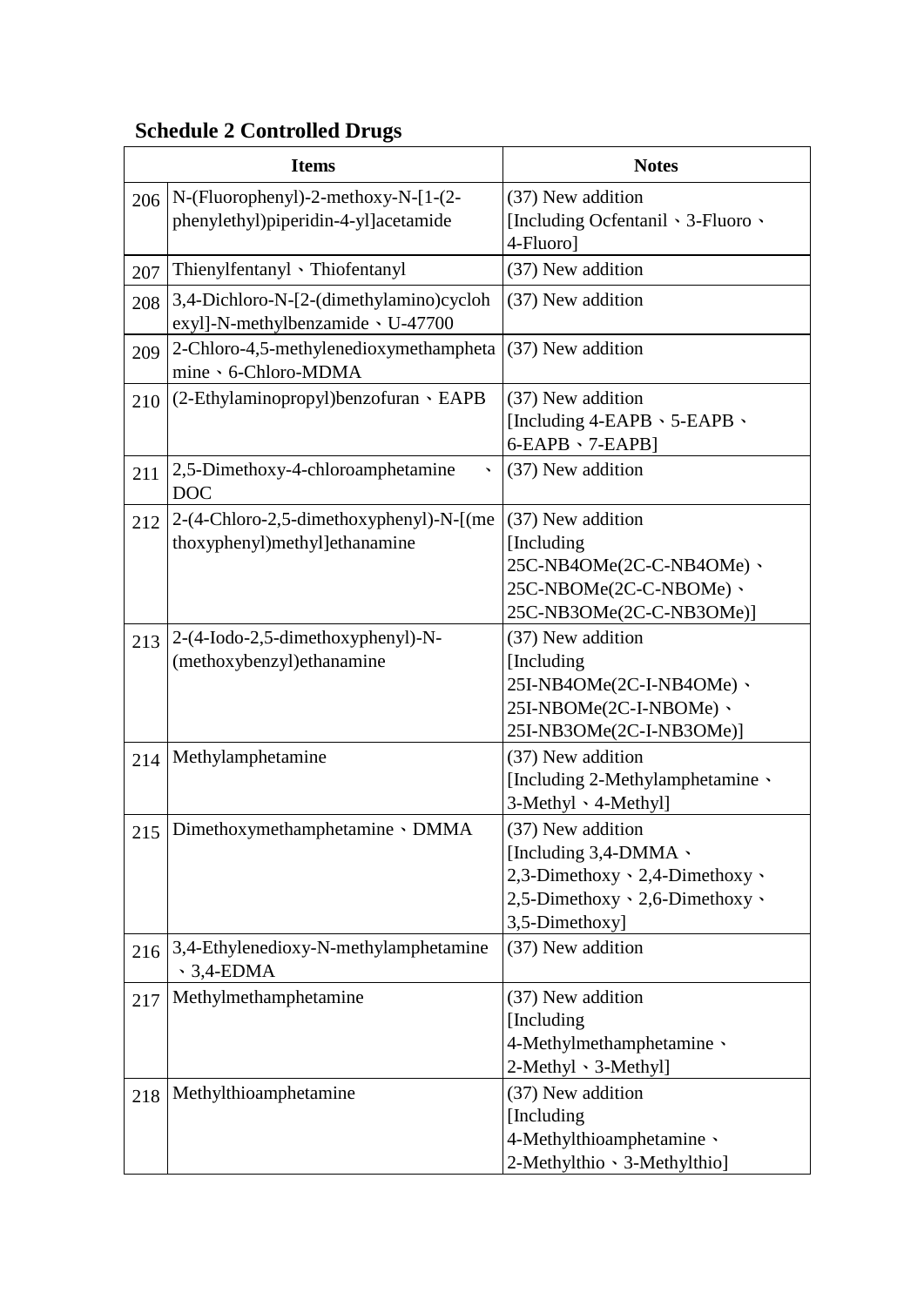**Schedule 2 Controlled Drugs**

| Items | | Notes |
|---|---|---|
| 206 | N-(Fluorophenyl)-2-methoxy-N-[1-(2-phenylethyl)piperidin-4-yl]acetamide | (37) New addition [Including Ocfentanil、3-Fluoro、4-Fluoro] |
| 207 | Thienylfentanyl、Thiofentanyl | (37) New addition |
| 208 | 3,4-Dichloro-N-[2-(dimethylamino)cyclohexyl]-N-methylbenzamide、U-47700 | (37) New addition |
| 209 | 2-Chloro-4,5-methylenedioxymethamphetamine、6-Chloro-MDMA | (37) New addition |
| 210 | (2-Ethylaminopropyl)benzofuran、EAPB | (37) New addition [Including 4-EAPB、5-EAPB、6-EAPB、7-EAPB] |
| 211 | 2,5-Dimethoxy-4-chloroamphetamine 、DOC | (37) New addition |
| 212 | 2-(4-Chloro-2,5-dimethoxyphenyl)-N-[(methoxyphenyl)methyl]ethanamine | (37) New addition [Including 25C-NB4OMe(2C-C-NB4OMe)、25C-NBOMe(2C-C-NBOMe)、25C-NB3OMe(2C-C-NB3OMe)] |
| 213 | 2-(4-Iodo-2,5-dimethoxyphenyl)-N-(methoxybenzyl)ethanamine | (37) New addition [Including 25I-NB4OMe(2C-I-NB4OMe)、25I-NBOMe(2C-I-NBOMe)、25I-NB3OMe(2C-I-NB3OMe)] |
| 214 | Methylamphetamine | (37) New addition [Including 2-Methylamphetamine、3-Methyl、4-Methyl] |
| 215 | Dimethoxymethamphetamine、DMMA | (37) New addition [Including 3,4-DMMA、2,3-Dimethoxy、2,4-Dimethoxy、2,5-Dimethoxy、2,6-Dimethoxy、3,5-Dimethoxy] |
| 216 | 3,4-Ethylenedioxy-N-methylamphetamine、3,4-EDMA | (37) New addition |
| 217 | Methylmethamphetamine | (37) New addition [Including 4-Methylmethamphetamine、2-Methyl、3-Methyl] |
| 218 | Methylthioamphetamine | (37) New addition [Including 4-Methylthioamphetamine、2-Methylthio、3-Methylthio] |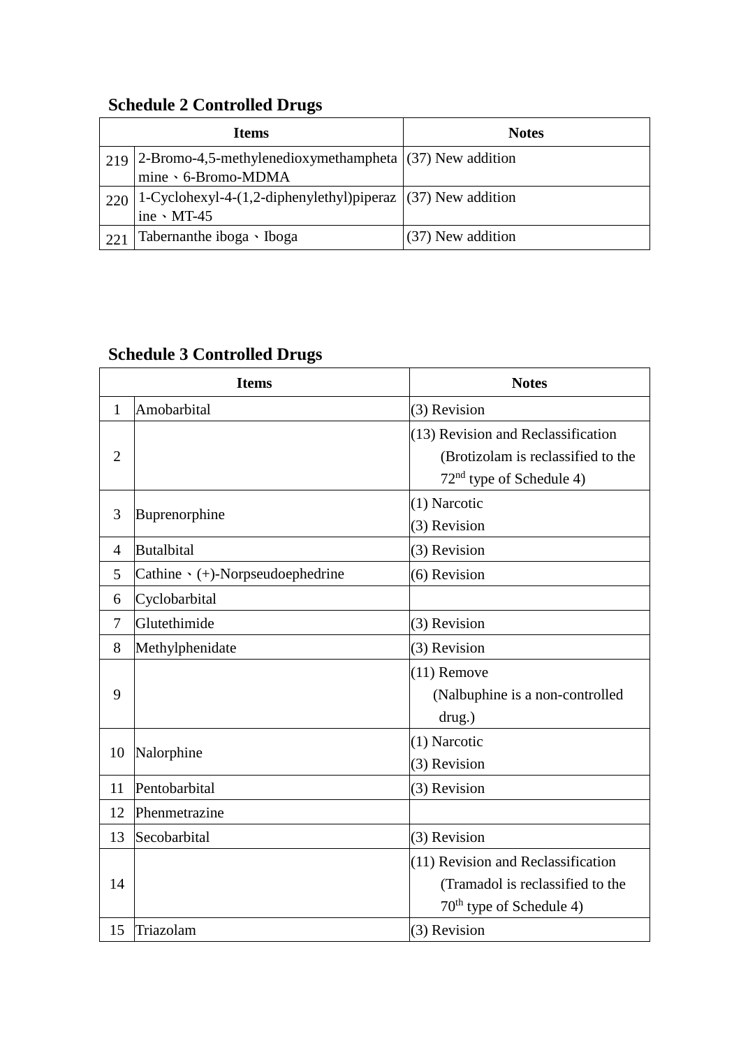### Schedule 2 Controlled Drugs

| Items | | Notes |
|---|---|---|
| 219 | 2-Bromo-4,5-methylenedioxymethamphetamine、6-Bromo-MDMA | (37) New addition |
| 220 | 1-Cyclohexyl-4-(1,2-diphenylethyl)piperazine、MT-45 | (37) New addition |
| 221 | Tabernanthe iboga、Iboga | (37) New addition |

### Schedule 3 Controlled Drugs

| Items | | Notes |
|---|---|---|
| 1 | Amobarbital | (3) Revision |
| 2 | | (13) Revision and Reclassification (Brotizolam is reclassified to the 72nd type of Schedule 4) |
| 3 | Buprenorphine | (1) Narcotic<br>(3) Revision |
| 4 | Butalbital | (3) Revision |
| 5 | Cathine、(+)-Norpseudoephedrine | (6) Revision |
| 6 | Cyclobarbital | |
| 7 | Glutethimide | (3) Revision |
| 8 | Methylphenidate | (3) Revision |
| 9 | | (11) Remove (Nalbuphine is a non-controlled drug.) |
| 10 | Nalorphine | (1) Narcotic<br>(3) Revision |
| 11 | Pentobarbital | (3) Revision |
| 12 | Phenmetrazine | |
| 13 | Secobarbital | (3) Revision |
| 14 | | (11) Revision and Reclassification (Tramadol is reclassified to the 70th type of Schedule 4) |
| 15 | Triazolam | (3) Revision |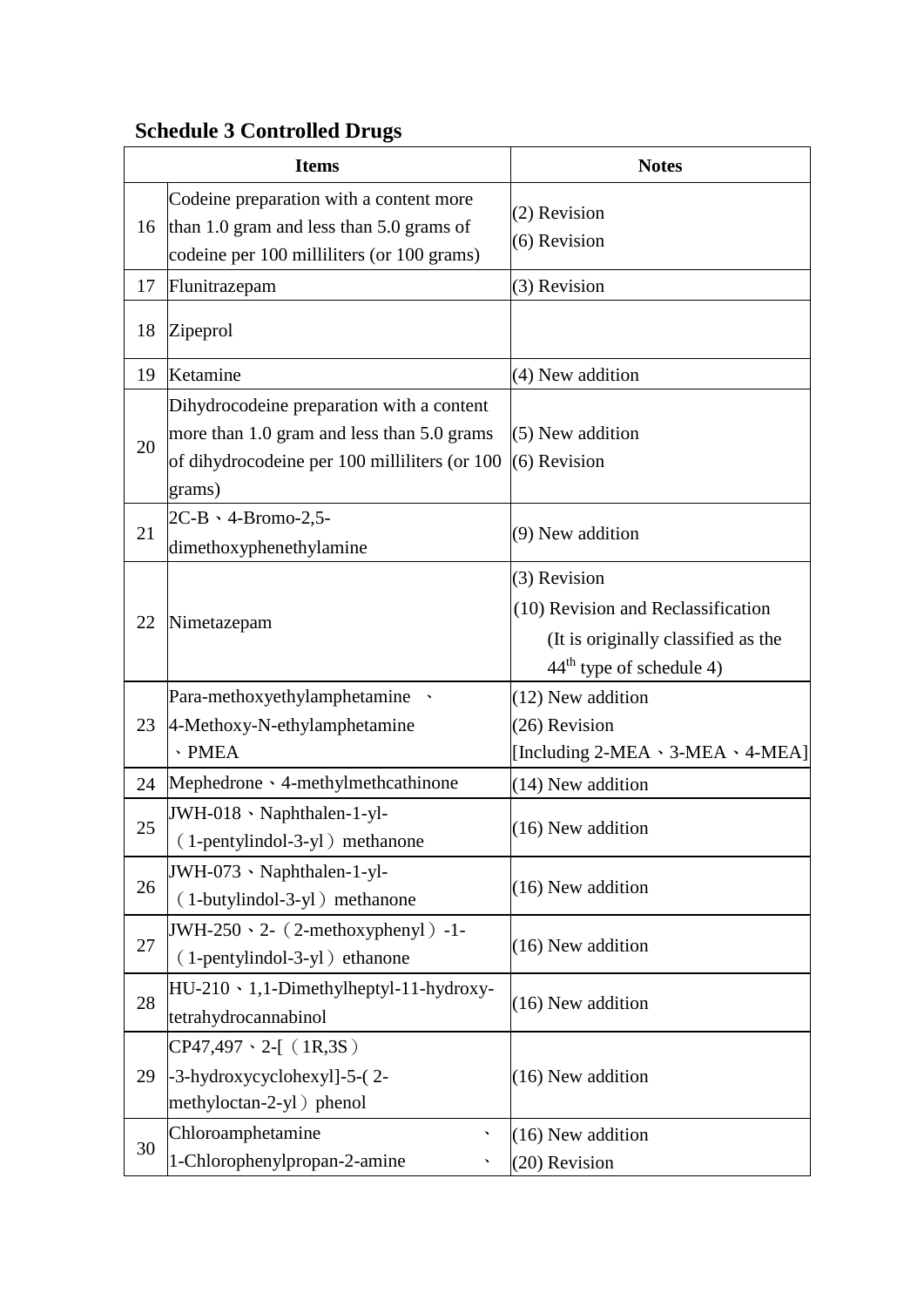**Schedule 3 Controlled Drugs**

| Items | | Notes |
|---|---|---|
| 16 | Codeine preparation with a content more than 1.0 gram and less than 5.0 grams of codeine per 100 milliliters (or 100 grams) | (2) Revision<br>(6) Revision |
| 17 | Flunitrazepam | (3) Revision |
| 18 | Zipeprol | |
| 19 | Ketamine | (4) New addition |
| 20 | Dihydrocodeine preparation with a content more than 1.0 gram and less than 5.0 grams of dihydrocodeine per 100 milliliters (or 100 grams) | (5) New addition<br>(6) Revision |
| 21 | 2C-B、4-Bromo-2,5-dimethoxyphenethylamine | (9) New addition |
| 22 | Nimetazepam | (3) Revision<br>(10) Revision and Reclassification (It is originally classified as the 44th type of schedule 4) |
| 23 | Para-methoxyethylamphetamine 、4-Methoxy-N-ethylamphetamine 、PMEA | (12) New addition<br>(26) Revision<br>[Including 2-MEA、3-MEA、4-MEA] |
| 24 | Mephedrone、4-methylmethcathinone | (14) New addition |
| 25 | JWH-018、Naphthalen-1-yl-（1-pentylindol-3-yl）methanone | (16) New addition |
| 26 | JWH-073、Naphthalen-1-yl-（1-butylindol-3-yl）methanone | (16) New addition |
| 27 | JWH-250、2-（2-methoxyphenyl）-1-（1-pentylindol-3-yl）ethanone | (16) New addition |
| 28 | HU-210、1,1-Dimethylheptyl-11-hydroxy-tetrahydrocannabinol | (16) New addition |
| 29 | CP47,497、2-[（1R,3S）-3-hydroxycyclohexyl]-5-( 2-methyloctan-2-yl）phenol | (16) New addition |
| 30 | Chloroamphetamine 、1-Chlorophenylpropan-2-amine 、 | (16) New addition<br>(20) Revision |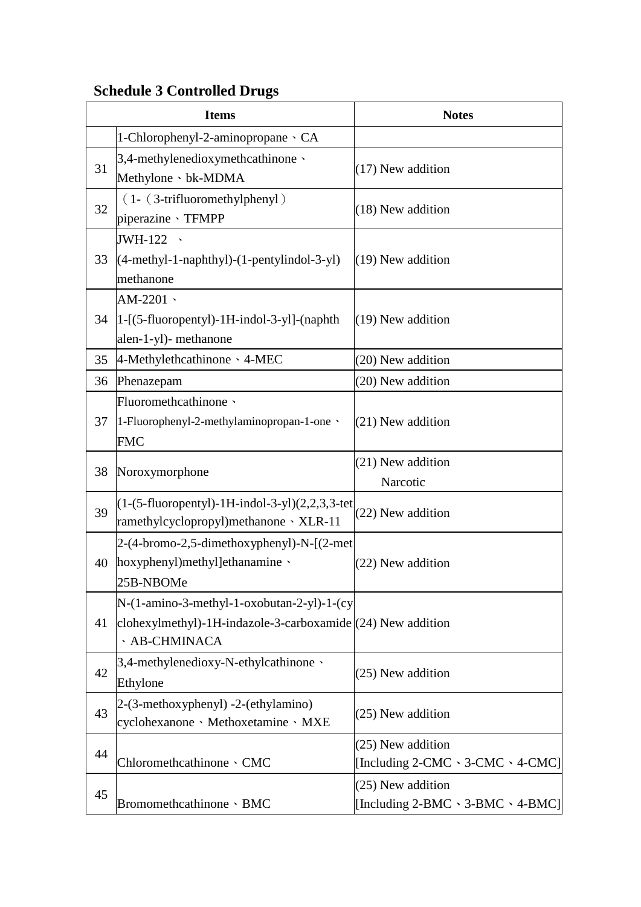**Schedule 3 Controlled Drugs**

| Items | | Notes |
|---|---|---|
| | 1-Chlorophenyl-2-aminopropane、CA | |
| 31 | 3,4-methylenedioxymethcathinone、Methylone、bk-MDMA | (17) New addition |
| 32 | （1-（3-trifluoromethylphenyl）piperazine、TFMPP | (18) New addition |
| 33 | JWH-122 、(4-methyl-1-naphthyl)-(1-pentylindol-3-yl) methanone | (19) New addition |
| 34 | AM-2201、1-[(5-fluoropentyl)-1H-indol-3-yl]-(naphthalen-1-yl)- methanone | (19) New addition |
| 35 | 4-Methylethcathinone、4-MEC | (20) New addition |
| 36 | Phenazepam | (20) New addition |
| 37 | Fluoromethcathinone、1-Fluorophenyl-2-methylaminopropan-1-one、FMC | (21) New addition |
| 38 | Noroxymorphone | (21) New addition Narcotic |
| 39 | (1-(5-fluoropentyl)-1H-indol-3-yl)(2,2,3,3-tetramethylcyclopropyl)methanone、XLR-11 | (22) New addition |
| 40 | 2-(4-bromo-2,5-dimethoxyphenyl)-N-[(2-methoxyphenyl)methyl]ethanamine、25B-NBOMe | (22) New addition |
| 41 | N-(1-amino-3-methyl-1-oxobutan-2-yl)-1-(cyclohexylmethyl)-1H-indazole-3-carboxamide、AB-CHMINACA | (24) New addition |
| 42 | 3,4-methylenedioxy-N-ethylcathinone、Ethylone | (25) New addition |
| 43 | 2-(3-methoxyphenyl) -2-(ethylamino) cyclohexanone、Methoxetamine、MXE | (25) New addition |
| 44 | Chloromethcathinone、CMC | (25) New addition [Including 2-CMC、3-CMC、4-CMC] |
| 45 | Bromomethcathinone、BMC | (25) New addition [Including 2-BMC、3-BMC、4-BMC] |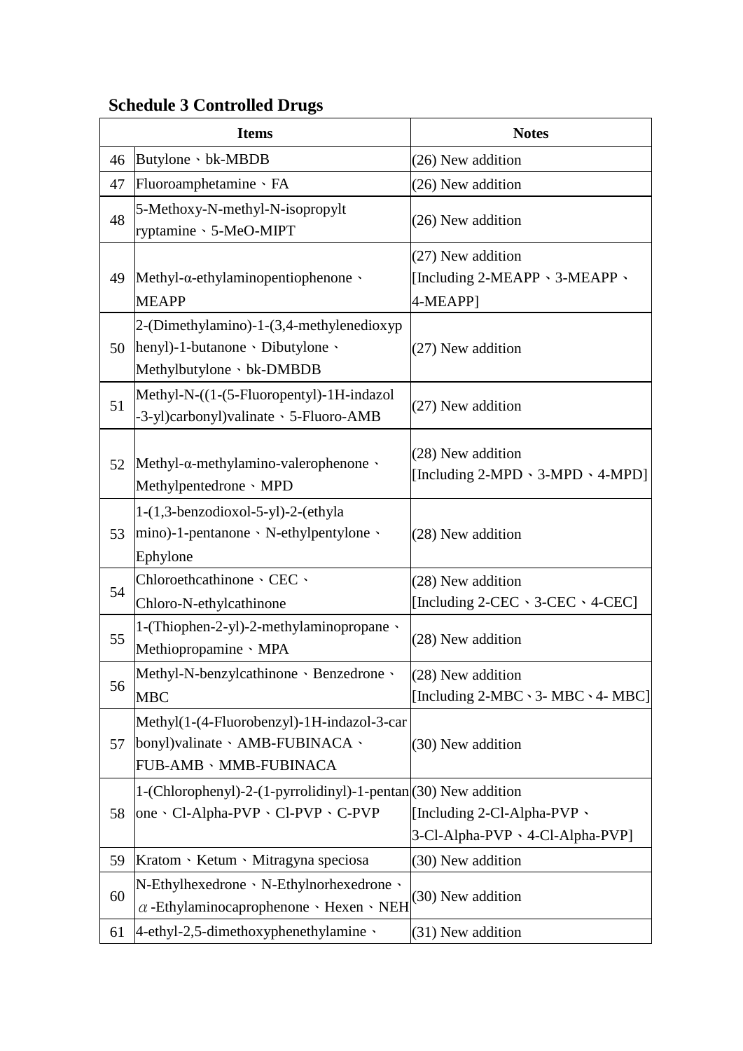**Schedule 3 Controlled Drugs**

| Items | | Notes |
|---|---|---|
| 46 | Butylone、bk-MBDB | (26) New addition |
| 47 | Fluoroamphetamine、FA | (26) New addition |
| 48 | 5-Methoxy-N-methyl-N-isopropyltryptamine、5-MeO-MIPT | (26) New addition |
| 49 | Methyl-α-ethylaminopentiophenone、MEAPP | (27) New addition [Including 2-MEAPP、3-MEAPP、4-MEAPP] |
| 50 | 2-(Dimethylamino)-1-(3,4-methylenedioxyphenyl)-1-butanone、Dibutylone、Methylbutylone、bk-DMBDB | (27) New addition |
| 51 | Methyl-N-((1-(5-Fluoropentyl)-1H-indazol-3-yl)carbonyl)valinate、5-Fluoro-AMB | (27) New addition |
| 52 | Methyl-α-methylamino-valerophenone、Methylpentedrone、MPD | (28) New addition [Including 2-MPD、3-MPD、4-MPD] |
| 53 | 1-(1,3-benzodioxol-5-yl)-2-(ethylamino)-1-pentanone、N-ethylpentylone、Ephylone | (28) New addition |
| 54 | Chloroethcathinone、CEC、Chloro-N-ethylcathinone | (28) New addition [Including 2-CEC、3-CEC、4-CEC] |
| 55 | 1-(Thiophen-2-yl)-2-methylaminopropane、Methiopropamine、MPA | (28) New addition |
| 56 | Methyl-N-benzylcathinone、Benzedrone、MBC | (28) New addition [Including 2-MBC、3- MBC、4- MBC] |
| 57 | Methyl(1-(4-Fluorobenzyl)-1H-indazol-3-carbonyl)valinate、AMB-FUBINACA、FUB-AMB、MMB-FUBINACA | (30) New addition |
| 58 | 1-(Chlorophenyl)-2-(1-pyrrolidinyl)-1-pentanone、Cl-Alpha-PVP、Cl-PVP、C-PVP | (30) New addition [Including 2-Cl-Alpha-PVP、3-Cl-Alpha-PVP、4-Cl-Alpha-PVP] |
| 59 | Kratom、Ketum、Mitragyna speciosa | (30) New addition |
| 60 | N-Ethylhexedrone、N-Ethylnorhexedrone、$\alpha$-Ethylaminocaprophenone、Hexen、NEH | (30) New addition |
| 61 | 4-ethyl-2,5-dimethoxyphenethylamine、 | (31) New addition |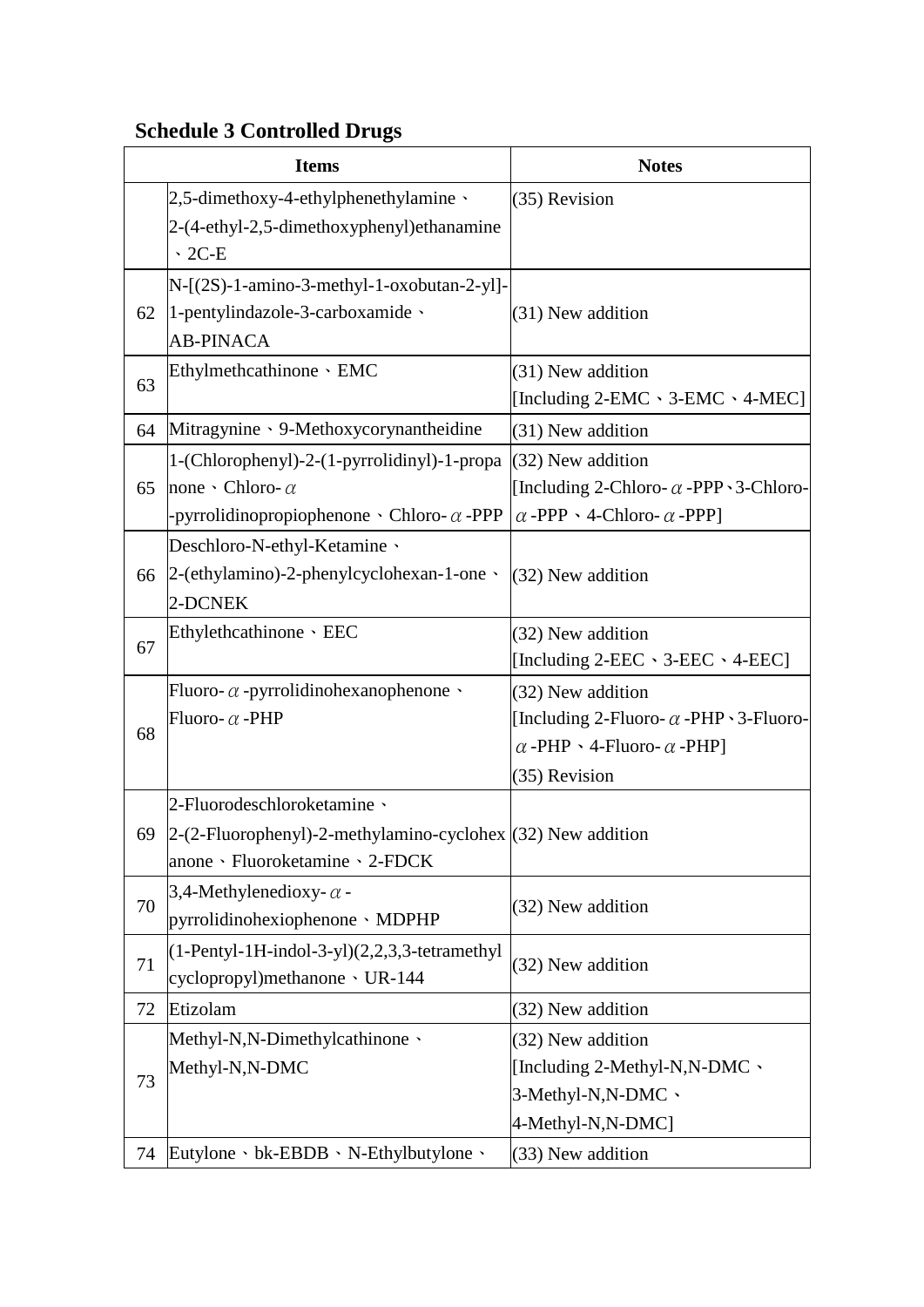## Schedule 3 Controlled Drugs

| | Items | Notes |
|---|---|---|
| | 2,5-dimethoxy-4-ethylphenethylamine、2-(4-ethyl-2,5-dimethoxyphenyl)ethanamine、2C-E | (35) Revision |
| 62 | N-[(2S)-1-amino-3-methyl-1-oxobutan-2-yl]-1-pentylindazole-3-carboxamide、AB-PINACA | (31) New addition |
| 63 | Ethylmethcathinone、EMC | (31) New addition [Including 2-EMC、3-EMC、4-MEC] |
| 64 | Mitragynine、9-Methoxycorynantheidine | (31) New addition |
| 65 | 1-(Chlorophenyl)-2-(1-pyrrolidinyl)-1-propanone、Chloro-$\alpha$-pyrrolidinopropiophenone、Chloro-$\alpha$-PPP | (32) New addition [Including 2-Chloro-$\alpha$-PPP、3-Chloro-$\alpha$-PPP、4-Chloro-$\alpha$-PPP] |
| 66 | Deschloro-N-ethyl-Ketamine、2-(ethylamino)-2-phenylcyclohexan-1-one、2-DCNEK | (32) New addition |
| 67 | Ethylethcathinone、EEC | (32) New addition [Including 2-EEC、3-EEC、4-EEC] |
| 68 | Fluoro-$\alpha$-pyrrolidinohexanophenone、Fluoro-$\alpha$-PHP | (32) New addition [Including 2-Fluoro-$\alpha$-PHP、3-Fluoro-$\alpha$-PHP、4-Fluoro-$\alpha$-PHP] (35) Revision |
| 69 | 2-Fluorodeschloroketamine、2-(2-Fluorophenyl)-2-methylamino-cyclohexanone、Fluoroketamine、2-FDCK | (32) New addition |
| 70 | 3,4-Methylenedioxy-$\alpha$-pyrrolidinohexiophenone、MDPHP | (32) New addition |
| 71 | (1-Pentyl-1H-indol-3-yl)(2,2,3,3-tetramethylcyclopropyl)methanone、UR-144 | (32) New addition |
| 72 | Etizolam | (32) New addition |
| 73 | Methyl-N,N-Dimethylcathinone、Methyl-N,N-DMC | (32) New addition [Including 2-Methyl-N,N-DMC、3-Methyl-N,N-DMC、4-Methyl-N,N-DMC] |
| 74 | Eutylone、bk-EBDB、N-Ethylbutylone、 | (33) New addition |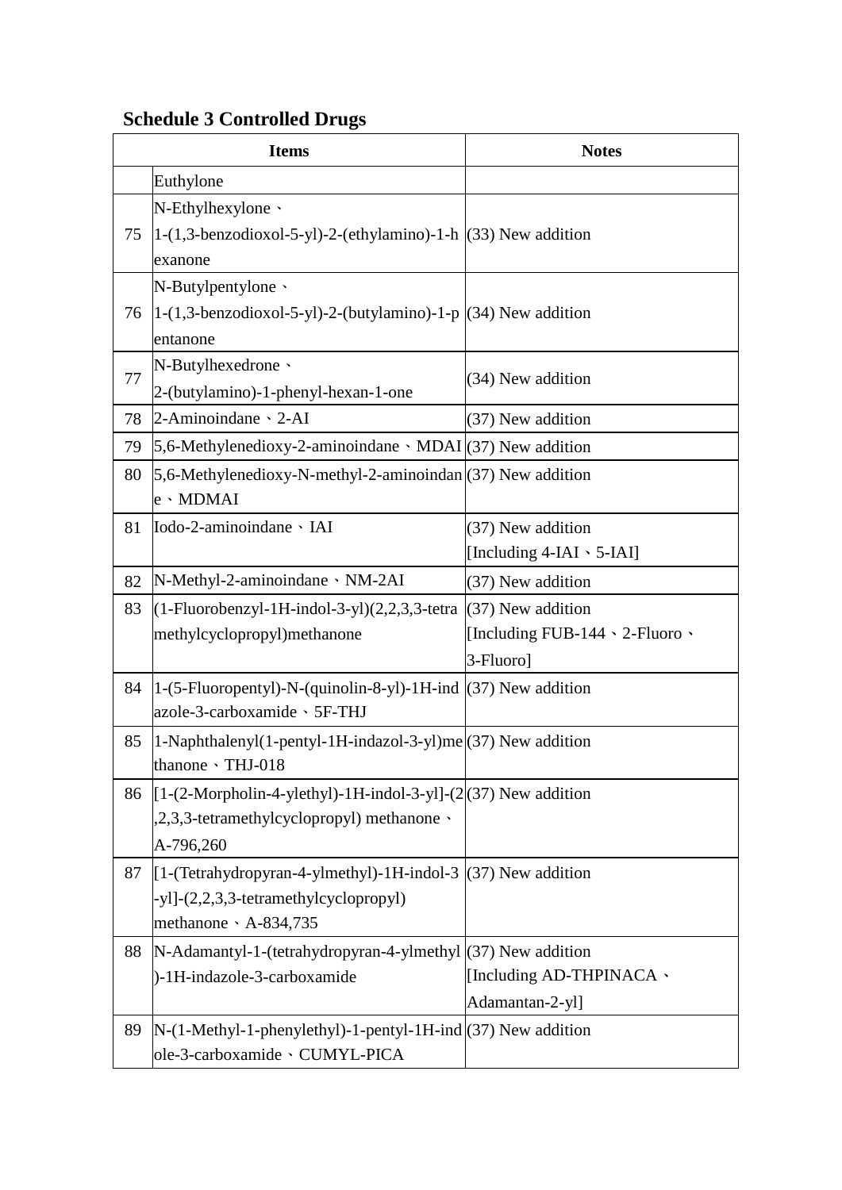## Schedule 3 Controlled Drugs

| | Items | Notes |
|---|---|---|
| | Euthylone | |
| 75 | N-Ethylhexylone、1-(1,3-benzodioxol-5-yl)-2-(ethylamino)-1-hexanone | (33) New addition |
| 76 | N-Butylpentylone、1-(1,3-benzodioxol-5-yl)-2-(butylamino)-1-pentanone | (34) New addition |
| 77 | N-Butylhexedrone、2-(butylamino)-1-phenyl-hexan-1-one | (34) New addition |
| 78 | 2-Aminoindane、2-AI | (37) New addition |
| 79 | 5,6-Methylenedioxy-2-aminoindane、MDAI | (37) New addition |
| 80 | 5,6-Methylenedioxy-N-methyl-2-aminoindane、MDMAI | (37) New addition |
| 81 | Iodo-2-aminoindane、IAI | (37) New addition [Including 4-IAI、5-IAI] |
| 82 | N-Methyl-2-aminoindane、NM-2AI | (37) New addition |
| 83 | (1-Fluorobenzyl-1H-indol-3-yl)(2,2,3,3-tetramethylcyclopropyl)methanone | (37) New addition [Including FUB-144、2-Fluoro、3-Fluoro] |
| 84 | 1-(5-Fluoropentyl)-N-(quinolin-8-yl)-1H-indazole-3-carboxamide、5F-THJ | (37) New addition |
| 85 | 1-Naphthalenyl(1-pentyl-1H-indazol-3-yl)methanone、THJ-018 | (37) New addition |
| 86 | [1-(2-Morpholin-4-ylethyl)-1H-indol-3-yl]-(2,2,3,3-tetramethylcyclopropyl) methanone、A-796,260 | (37) New addition |
| 87 | [1-(Tetrahydropyran-4-ylmethyl)-1H-indol-3-yl]-(2,2,3,3-tetramethylcyclopropyl) methanone、A-834,735 | (37) New addition |
| 88 | N-Adamantyl-1-(tetrahydropyran-4-ylmethyl)-1H-indazole-3-carboxamide | (37) New addition [Including AD-THPINACA、Adamantan-2-yl] |
| 89 | N-(1-Methyl-1-phenylethyl)-1-pentyl-1H-indole-3-carboxamide、CUMYL-PICA | (37) New addition |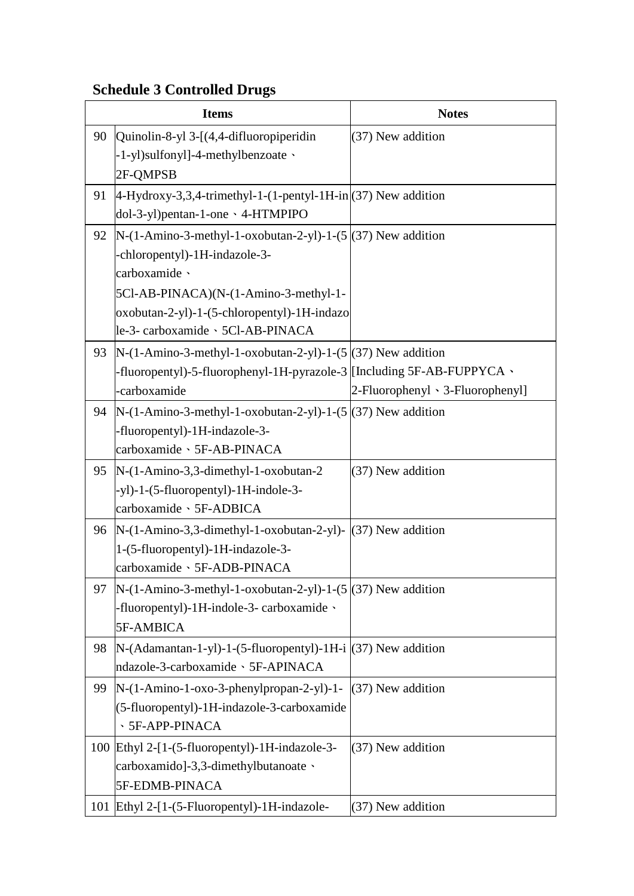## Schedule 3 Controlled Drugs

| | Items | Notes |
|---|---|---|
| 90 | Quinolin-8-yl 3-[(4,4-difluoropiperidin-1-yl)sulfonyl]-4-methylbenzoate、2F-QMPSB | (37) New addition |
| 91 | 4-Hydroxy-3,3,4-trimethyl-1-(1-pentyl-1H-indol-3-yl)pentan-1-one、4-HTMPIPO | (37) New addition |
| 92 | N-(1-Amino-3-methyl-1-oxobutan-2-yl)-1-(5-chloropentyl)-1H-indazole-3-carboxamide、5Cl-AB-PINACA)(N-(1-Amino-3-methyl-1-oxobutan-2-yl)-1-(5-chloropentyl)-1H-indazole-3- carboxamide、5Cl-AB-PINACA | (37) New addition |
| 93 | N-(1-Amino-3-methyl-1-oxobutan-2-yl)-1-(5-fluoropentyl)-5-fluorophenyl-1H-pyrazole-3-carboxamide | (37) New addition [Including 5F-AB-FUPPYCA、2-Fluorophenyl、3-Fluorophenyl] |
| 94 | N-(1-Amino-3-methyl-1-oxobutan-2-yl)-1-(5-fluoropentyl)-1H-indazole-3-carboxamide、5F-AB-PINACA | (37) New addition |
| 95 | N-(1-Amino-3,3-dimethyl-1-oxobutan-2-yl)-1-(5-fluoropentyl)-1H-indole-3-carboxamide、5F-ADBICA | (37) New addition |
| 96 | N-(1-Amino-3,3-dimethyl-1-oxobutan-2-yl)-1-(5-fluoropentyl)-1H-indazole-3-carboxamide、5F-ADB-PINACA | (37) New addition |
| 97 | N-(1-Amino-3-methyl-1-oxobutan-2-yl)-1-(5-fluoropentyl)-1H-indole-3- carboxamide、5F-AMBICA | (37) New addition |
| 98 | N-(Adamantan-1-yl)-1-(5-fluoropentyl)-1H-indazole-3-carboxamide、5F-APINACA | (37) New addition |
| 99 | N-(1-Amino-1-oxo-3-phenylpropan-2-yl)-1-(5-fluoropentyl)-1H-indazole-3-carboxamide、5F-APP-PINACA | (37) New addition |
| 100 | Ethyl 2-[1-(5-fluoropentyl)-1H-indazole-3-carboxamido]-3,3-dimethylbutanoate、5F-EDMB-PINACA | (37) New addition |
| 101 | Ethyl 2-[1-(5-Fluoropentyl)-1H-indazole- | (37) New addition |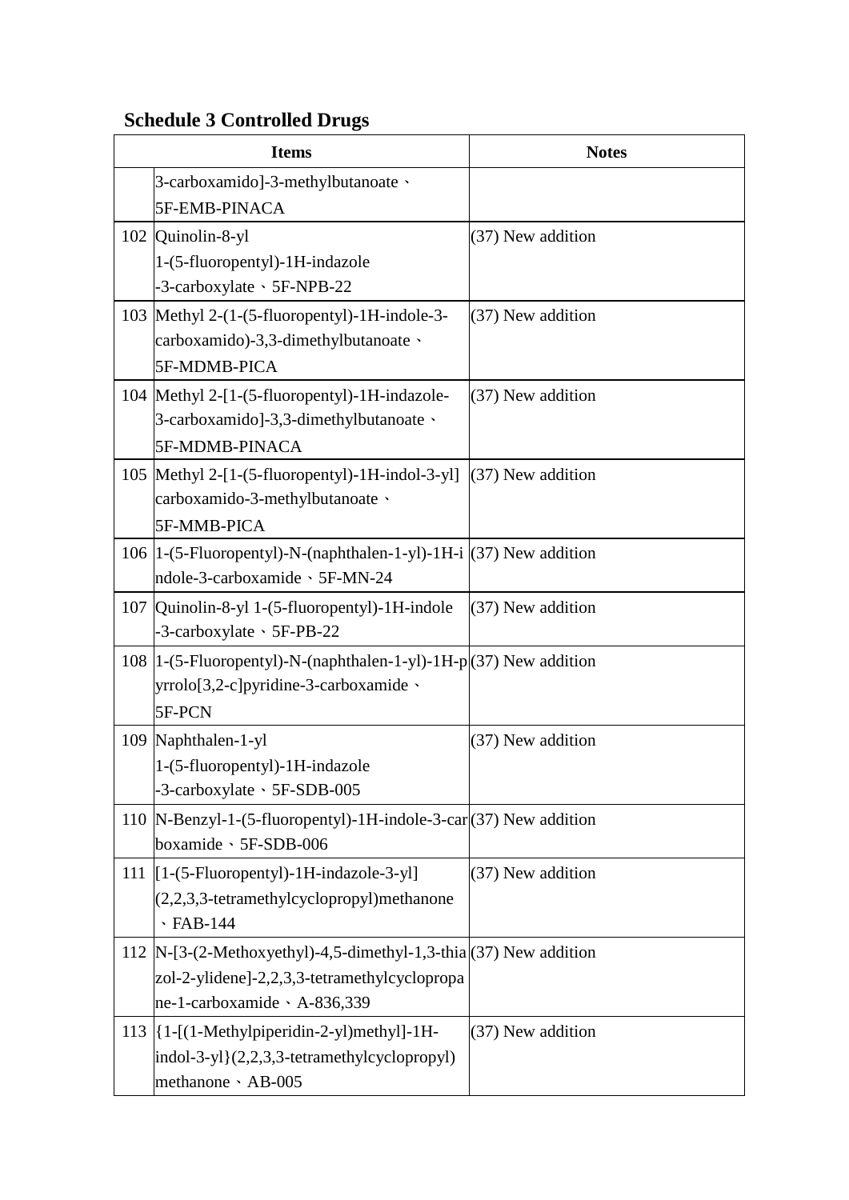## Schedule 3 Controlled Drugs

| Items | | Notes |
|---|---|---|
| | 3-carboxamido]-3-methylbutanoate、5F-EMB-PINACA | |
| 102 | Quinolin-8-yl 1-(5-fluoropentyl)-1H-indazole-3-carboxylate、5F-NPB-22 | (37) New addition |
| 103 | Methyl 2-(1-(5-fluoropentyl)-1H-indole-3-carboxamido)-3,3-dimethylbutanoate、5F-MDMB-PICA | (37) New addition |
| 104 | Methyl 2-[1-(5-fluoropentyl)-1H-indazole-3-carboxamido]-3,3-dimethylbutanoate、5F-MDMB-PINACA | (37) New addition |
| 105 | Methyl 2-[1-(5-fluoropentyl)-1H-indol-3-yl] carboxamido-3-methylbutanoate、5F-MMB-PICA | (37) New addition |
| 106 | 1-(5-Fluoropentyl)-N-(naphthalen-1-yl)-1H-indole-3-carboxamide、5F-MN-24 | (37) New addition |
| 107 | Quinolin-8-yl 1-(5-fluoropentyl)-1H-indole-3-carboxylate、5F-PB-22 | (37) New addition |
| 108 | 1-(5-Fluoropentyl)-N-(naphthalen-1-yl)-1H-pyrrolo[3,2-c]pyridine-3-carboxamide、5F-PCN | (37) New addition |
| 109 | Naphthalen-1-yl 1-(5-fluoropentyl)-1H-indazole-3-carboxylate、5F-SDB-005 | (37) New addition |
| 110 | N-Benzyl-1-(5-fluoropentyl)-1H-indole-3-carboxamide、5F-SDB-006 | (37) New addition |
| 111 | [1-(5-Fluoropentyl)-1H-indazole-3-yl] (2,2,3,3-tetramethylcyclopropyl)methanone、FAB-144 | (37) New addition |
| 112 | N-[3-(2-Methoxyethyl)-4,5-dimethyl-1,3-thiazol-2-ylidene]-2,2,3,3-tetramethylcyclopropane-1-carboxamide、A-836,339 | (37) New addition |
| 113 | {1-[(1-Methylpiperidin-2-yl)methyl]-1H-indol-3-yl}(2,2,3,3-tetramethylcyclopropyl) methanone、AB-005 | (37) New addition |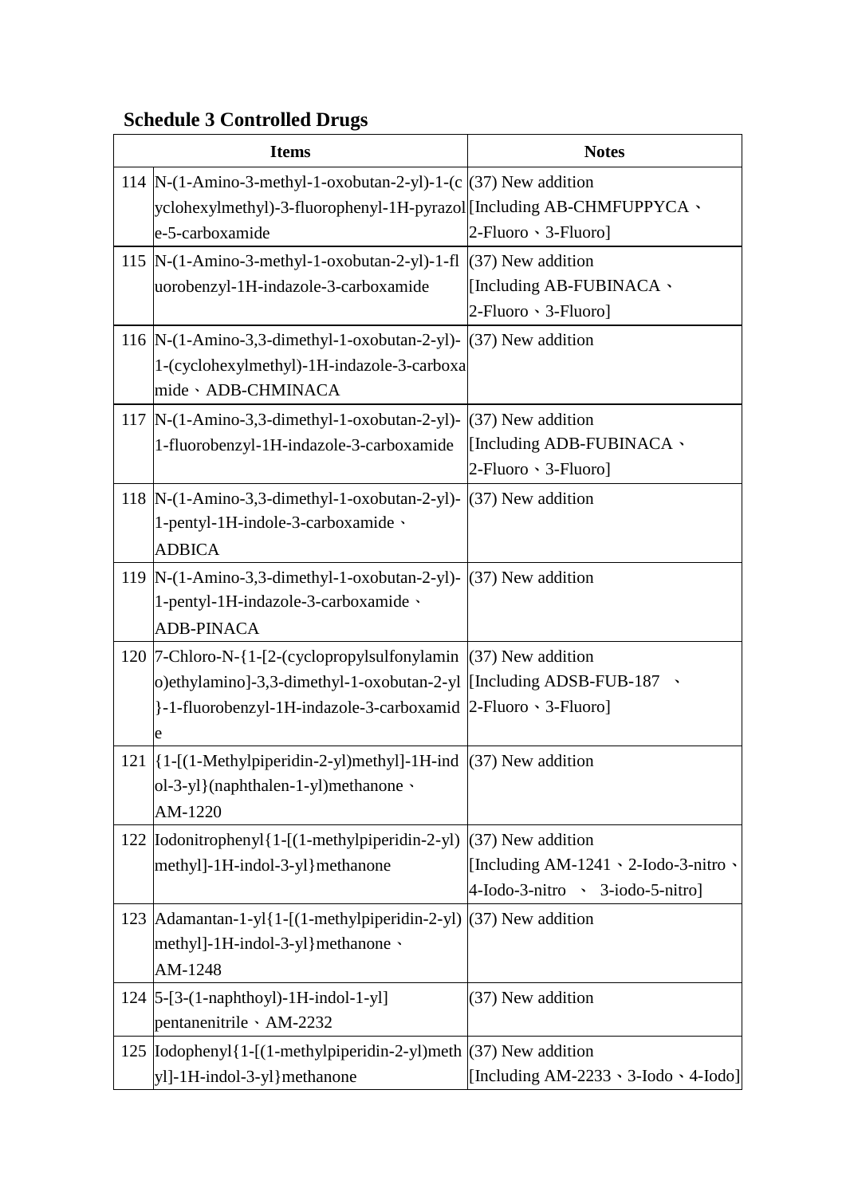**Schedule 3 Controlled Drugs**

| | Items | Notes |
|---|---|---|
| 114 | N-(1-Amino-3-methyl-1-oxobutan-2-yl)-1-(cyclohexylmethyl)-3-fluorophenyl-1H-pyrazole-5-carboxamide | (37) New addition [Including AB-CHMFUPPYCA、2-Fluoro、3-Fluoro] |
| 115 | N-(1-Amino-3-methyl-1-oxobutan-2-yl)-1-fluorobenzyl-1H-indazole-3-carboxamide | (37) New addition [Including AB-FUBINACA、2-Fluoro、3-Fluoro] |
| 116 | N-(1-Amino-3,3-dimethyl-1-oxobutan-2-yl)-1-(cyclohexylmethyl)-1H-indazole-3-carboxamide、ADB-CHMINACA | (37) New addition |
| 117 | N-(1-Amino-3,3-dimethyl-1-oxobutan-2-yl)-1-fluorobenzyl-1H-indazole-3-carboxamide | (37) New addition [Including ADB-FUBINACA、2-Fluoro、3-Fluoro] |
| 118 | N-(1-Amino-3,3-dimethyl-1-oxobutan-2-yl)-1-pentyl-1H-indole-3-carboxamide、ADBICA | (37) New addition |
| 119 | N-(1-Amino-3,3-dimethyl-1-oxobutan-2-yl)-1-pentyl-1H-indazole-3-carboxamide、ADB-PINACA | (37) New addition |
| 120 | 7-Chloro-N-{1-[2-(cyclopropylsulfonylamino)ethylamino]-3,3-dimethyl-1-oxobutan-2-yl}-1-fluorobenzyl-1H-indazole-3-carboxamide | (37) New addition [Including ADSB-FUB-187 、2-Fluoro、3-Fluoro] |
| 121 | {1-[(1-Methylpiperidin-2-yl)methyl]-1H-indol-3-yl}(naphthalen-1-yl)methanone、AM-1220 | (37) New addition |
| 122 | Iodonitrophenyl{1-[(1-methylpiperidin-2-yl)methyl]-1H-indol-3-yl}methanone | (37) New addition [Including AM-1241、2-Iodo-3-nitro、4-Iodo-3-nitro 、 3-iodo-5-nitro] |
| 123 | Adamantan-1-yl{1-[(1-methylpiperidin-2-yl)methyl]-1H-indol-3-yl}methanone、AM-1248 | (37) New addition |
| 124 | 5-[3-(1-naphthoyl)-1H-indol-1-yl] pentanenitrile、AM-2232 | (37) New addition |
| 125 | Iodophenyl{1-[(1-methylpiperidin-2-yl)methyl]-1H-indol-3-yl}methanone | (37) New addition [Including AM-2233、3-Iodo、4-Iodo] |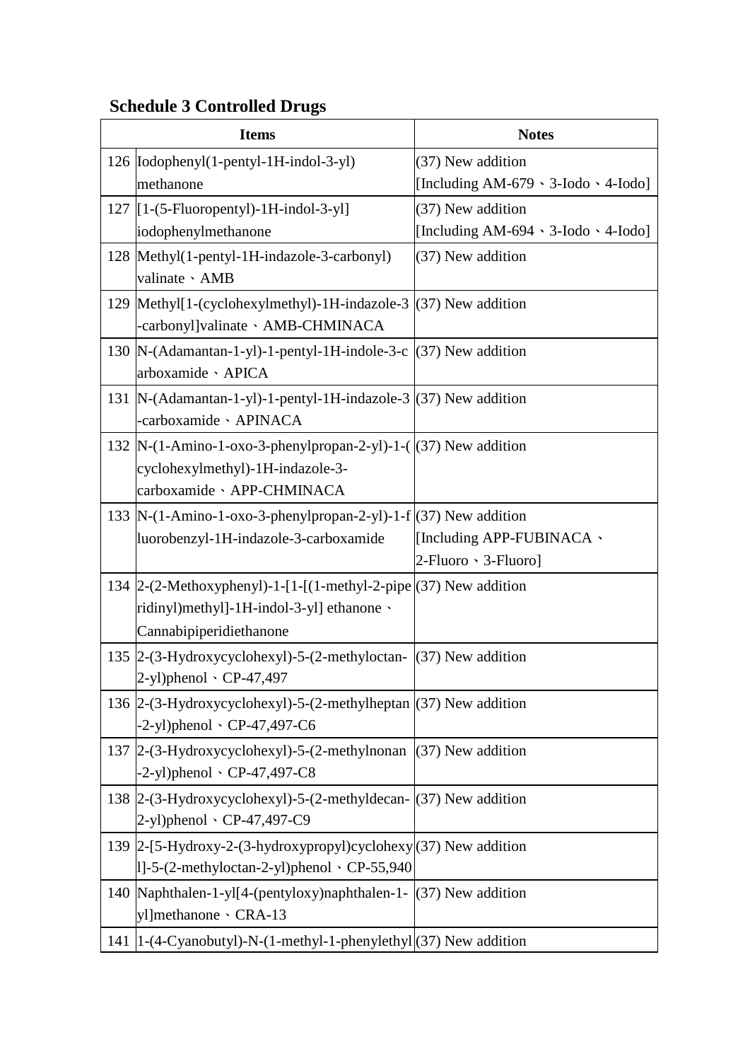## Schedule 3 Controlled Drugs

| | Items | Notes |
|---|---|---|
| 126 | Iodophenyl(1-pentyl-1H-indol-3-yl) methanone | (37) New addition [Including AM-679、3-Iodo、4-Iodo] |
| 127 | [1-(5-Fluoropentyl)-1H-indol-3-yl] iodophenylmethanone | (37) New addition [Including AM-694、3-Iodo、4-Iodo] |
| 128 | Methyl(1-pentyl-1H-indazole-3-carbonyl) valinate、AMB | (37) New addition |
| 129 | Methyl[1-(cyclohexylmethyl)-1H-indazole-3-carbonyl]valinate、AMB-CHMINACA | (37) New addition |
| 130 | N-(Adamantan-1-yl)-1-pentyl-1H-indole-3-carboxamide、APICA | (37) New addition |
| 131 | N-(Adamantan-1-yl)-1-pentyl-1H-indazole-3-carboxamide、APINACA | (37) New addition |
| 132 | N-(1-Amino-1-oxo-3-phenylpropan-2-yl)-1-(cyclohexylmethyl)-1H-indazole-3-carboxamide、APP-CHMINACA | (37) New addition |
| 133 | N-(1-Amino-1-oxo-3-phenylpropan-2-yl)-1-fluorobenzyl-1H-indazole-3-carboxamide | (37) New addition [Including APP-FUBINACA、2-Fluoro、3-Fluoro] |
| 134 | 2-(2-Methoxyphenyl)-1-[1-[(1-methyl-2-piperidinyl)methyl]-1H-indol-3-yl] ethanone、Cannabipiperidiethanone | (37) New addition |
| 135 | 2-(3-Hydroxycyclohexyl)-5-(2-methyloctan-2-yl)phenol、CP-47,497 | (37) New addition |
| 136 | 2-(3-Hydroxycyclohexyl)-5-(2-methylheptan-2-yl)phenol、CP-47,497-C6 | (37) New addition |
| 137 | 2-(3-Hydroxycyclohexyl)-5-(2-methylnonan-2-yl)phenol、CP-47,497-C8 | (37) New addition |
| 138 | 2-(3-Hydroxycyclohexyl)-5-(2-methyldecan-2-yl)phenol、CP-47,497-C9 | (37) New addition |
| 139 | 2-[5-Hydroxy-2-(3-hydroxypropyl)cyclohexyl]-5-(2-methyloctan-2-yl)phenol、CP-55,940 | (37) New addition |
| 140 | Naphthalen-1-yl[4-(pentyloxy)naphthalen-1-yl]methanone、CRA-13 | (37) New addition |
| 141 | 1-(4-Cyanobutyl)-N-(1-methyl-1-phenylethyl | (37) New addition |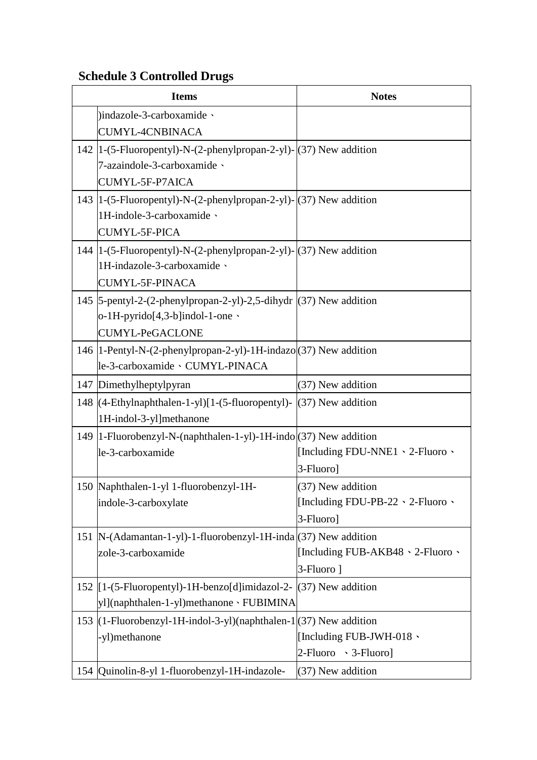## Schedule 3 Controlled Drugs

| | Items | Notes |
|---|---|---|
| | )indazole-3-carboxamide、CUMYL-4CNBINACA | |
| 142 | 1-(5-Fluoropentyl)-N-(2-phenylpropan-2-yl)-7-azaindole-3-carboxamide、CUMYL-5F-P7AICA | (37) New addition |
| 143 | 1-(5-Fluoropentyl)-N-(2-phenylpropan-2-yl)-1H-indole-3-carboxamide、CUMYL-5F-PICA | (37) New addition |
| 144 | 1-(5-Fluoropentyl)-N-(2-phenylpropan-2-yl)-1H-indazole-3-carboxamide、CUMYL-5F-PINACA | (37) New addition |
| 145 | 5-pentyl-2-(2-phenylpropan-2-yl)-2,5-dihydro-1H-pyrido[4,3-b]indol-1-one、CUMYL-PeGACLONE | (37) New addition |
| 146 | 1-Pentyl-N-(2-phenylpropan-2-yl)-1H-indazole-3-carboxamide、CUMYL-PINACA | (37) New addition |
| 147 | Dimethylheptylpyran | (37) New addition |
| 148 | (4-Ethylnaphthalen-1-yl)[1-(5-fluoropentyl)-1H-indol-3-yl]methanone | (37) New addition |
| 149 | 1-Fluorobenzyl-N-(naphthalen-1-yl)-1H-indole-3-carboxamide | (37) New addition [Including FDU-NNE1、2-Fluoro、3-Fluoro] |
| 150 | Naphthalen-1-yl 1-fluorobenzyl-1H-indole-3-carboxylate | (37) New addition [Including FDU-PB-22、2-Fluoro、3-Fluoro] |
| 151 | N-(Adamantan-1-yl)-1-fluorobenzyl-1H-indazole-3-carboxamide | (37) New addition [Including FUB-AKB48、2-Fluoro、3-Fluoro ] |
| 152 | [1-(5-Fluoropentyl)-1H-benzo[d]imidazol-2-yl](naphthalen-1-yl)methanone、FUBIMINA | (37) New addition |
| 153 | (1-Fluorobenzyl-1H-indol-3-yl)(naphthalen-1-yl)methanone | (37) New addition [Including FUB-JWH-018、2-Fluoro 、3-Fluoro] |
| 154 | Quinolin-8-yl 1-fluorobenzyl-1H-indazole- | (37) New addition |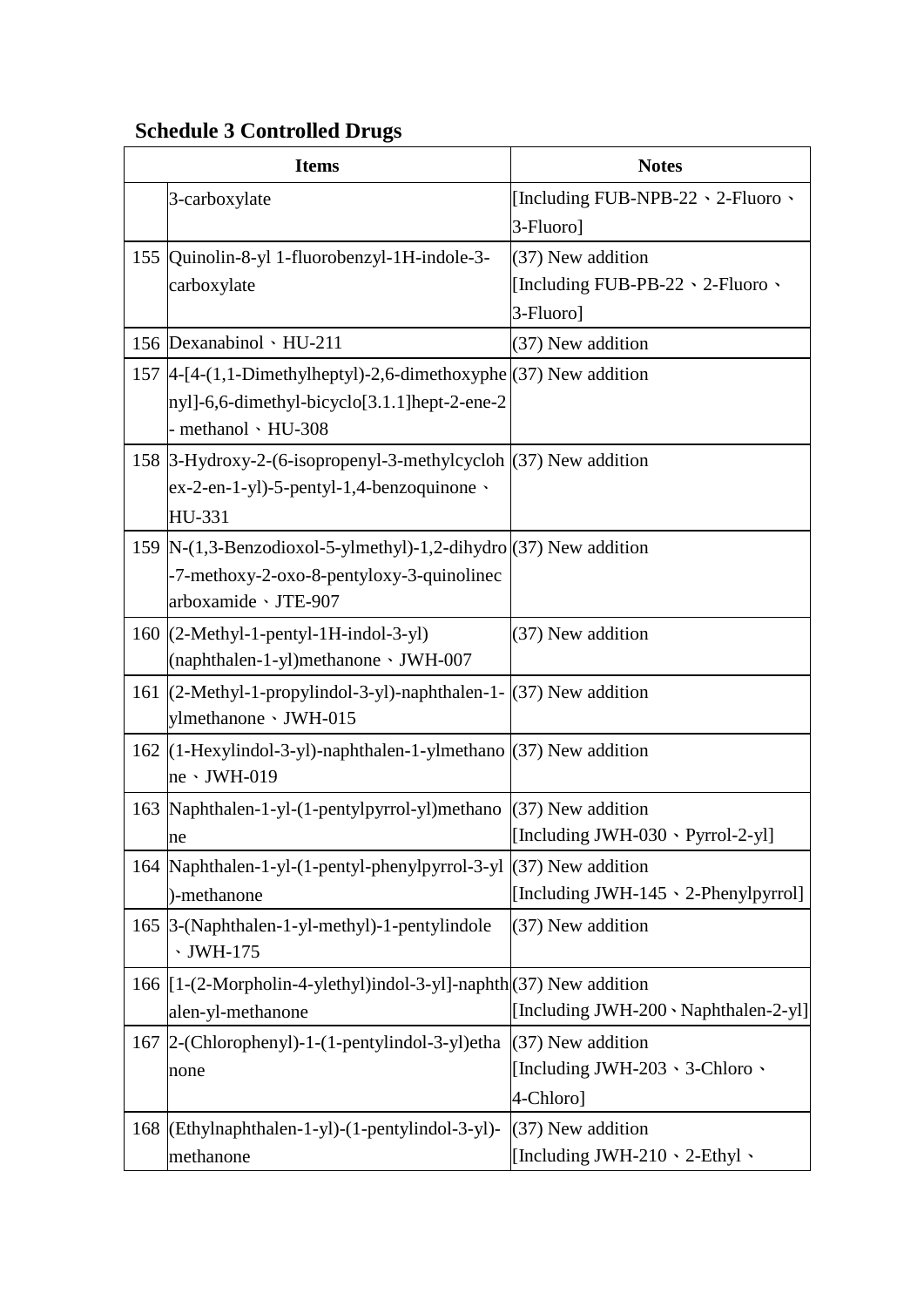**Schedule 3 Controlled Drugs**

| Items | | Notes |
|---|---|---|
| | 3-carboxylate | [Including FUB-NPB-22、2-Fluoro、3-Fluoro] |
| 155 | Quinolin-8-yl 1-fluorobenzyl-1H-indole-3-carboxylate | (37) New addition [Including FUB-PB-22、2-Fluoro、3-Fluoro] |
| 156 | Dexanabinol、HU-211 | (37) New addition |
| 157 | 4-[4-(1,1-Dimethylheptyl)-2,6-dimethoxyphenyl]-6,6-dimethyl-bicyclo[3.1.1]hept-2-ene-2- methanol、HU-308 | (37) New addition |
| 158 | 3-Hydroxy-2-(6-isopropenyl-3-methylcyclohex-2-en-1-yl)-5-pentyl-1,4-benzoquinone、HU-331 | (37) New addition |
| 159 | N-(1,3-Benzodioxol-5-ylmethyl)-1,2-dihydro-7-methoxy-2-oxo-8-pentyloxy-3-quinolinecarboxamide、JTE-907 | (37) New addition |
| 160 | (2-Methyl-1-pentyl-1H-indol-3-yl)(naphthalen-1-yl)methanone、JWH-007 | (37) New addition |
| 161 | (2-Methyl-1-propylindol-3-yl)-naphthalen-1-ylmethanone、JWH-015 | (37) New addition |
| 162 | (1-Hexylindol-3-yl)-naphthalen-1-ylmethanone、JWH-019 | (37) New addition |
| 163 | Naphthalen-1-yl-(1-pentylpyrrol-yl)methanone | (37) New addition [Including JWH-030、Pyrrol-2-yl] |
| 164 | Naphthalen-1-yl-(1-pentyl-phenylpyrrol-3-yl)-methanone | (37) New addition [Including JWH-145、2-Phenylpyrrol] |
| 165 | 3-(Naphthalen-1-yl-methyl)-1-pentylindole、JWH-175 | (37) New addition |
| 166 | [1-(2-Morpholin-4-ylethyl)indol-3-yl]-naphthalen-yl-methanone | (37) New addition [Including JWH-200、Naphthalen-2-yl] |
| 167 | 2-(Chlorophenyl)-1-(1-pentylindol-3-yl)ethanone | (37) New addition [Including JWH-203、3-Chloro、4-Chloro] |
| 168 | (Ethylnaphthalen-1-yl)-(1-pentylindol-3-yl)-methanone | (37) New addition [Including JWH-210、2-Ethyl、 |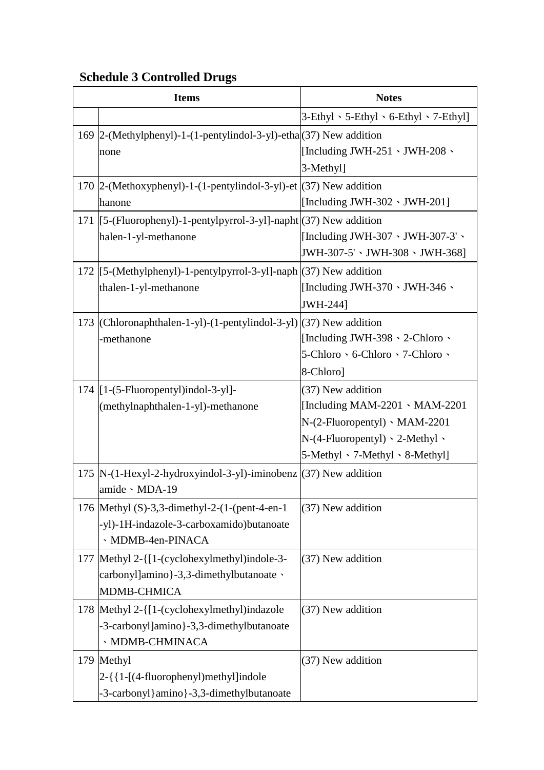## Schedule 3 Controlled Drugs

| | Items | Notes |
|---|---|---|
| | | 3-Ethyl、5-Ethyl、6-Ethyl、7-Ethyl] |
| 169 | 2-(Methylphenyl)-1-(1-pentylindol-3-yl)-ethanone | (37) New addition [Including JWH-251、JWH-208、3-Methyl] |
| 170 | 2-(Methoxyphenyl)-1-(1-pentylindol-3-yl)-ethanone | (37) New addition [Including JWH-302、JWH-201] |
| 171 | [5-(Fluorophenyl)-1-pentylpyrrol-3-yl]-naphthalen-1-yl-methanone | (37) New addition [Including JWH-307、JWH-307-3'、JWH-307-5'、JWH-308、JWH-368] |
| 172 | [5-(Methylphenyl)-1-pentylpyrrol-3-yl]-naphthalen-1-yl-methanone | (37) New addition [Including JWH-370、JWH-346、JWH-244] |
| 173 | (Chloronaphthalen-1-yl)-(1-pentylindol-3-yl)-methanone | (37) New addition [Including JWH-398、2-Chloro、5-Chloro、6-Chloro、7-Chloro、8-Chloro] |
| 174 | [1-(5-Fluoropentyl)indol-3-yl]-(methylnaphthalen-1-yl)-methanone | (37) New addition [Including MAM-2201、MAM-2201 N-(2-Fluoropentyl)、MAM-2201 N-(4-Fluoropentyl)、2-Methyl、5-Methyl、7-Methyl、8-Methyl] |
| 175 | N-(1-Hexyl-2-hydroxyindol-3-yl)-iminobenzamide、MDA-19 | (37) New addition |
| 176 | Methyl (S)-3,3-dimethyl-2-(1-(pent-4-en-1-yl)-1H-indazole-3-carboxamido)butanoate、MDMB-4en-PINACA | (37) New addition |
| 177 | Methyl 2-{[1-(cyclohexylmethyl)indole-3-carbonyl]amino}-3,3-dimethylbutanoate、MDMB-CHMICA | (37) New addition |
| 178 | Methyl 2-{[1-(cyclohexylmethyl)indazole-3-carbonyl]amino}-3,3-dimethylbutanoate、MDMB-CHMINACA | (37) New addition |
| 179 | Methyl 2-{{1-[(4-fluorophenyl)methyl]indole-3-carbonyl}amino}-3,3-dimethylbutanoate | (37) New addition |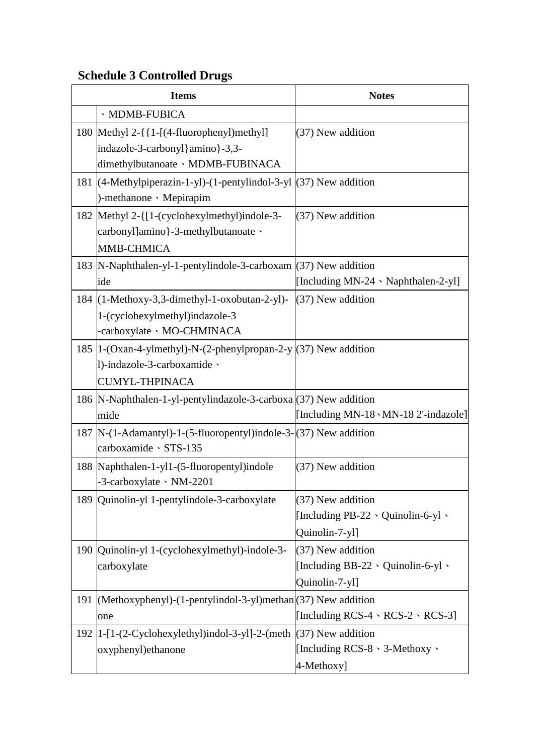**Schedule 3 Controlled Drugs**

| | Items | Notes |
|---|---|---|
| | 、MDMB-FUBICA | |
| 180 | Methyl 2-{{1-[(4-fluorophenyl)methyl] indazole-3-carbonyl}amino}-3,3-dimethylbutanoate、MDMB-FUBINACA | (37) New addition |
| 181 | (4-Methylpiperazin-1-yl)-(1-pentylindol-3-yl)-methanone、Mepirapim | (37) New addition |
| 182 | Methyl 2-{[1-(cyclohexylmethyl)indole-3-carbonyl]amino}-3-methylbutanoate、MMB-CHMICA | (37) New addition |
| 183 | N-Naphthalen-yl-1-pentylindole-3-carboxamide | (37) New addition [Including MN-24、Naphthalen-2-yl] |
| 184 | (1-Methoxy-3,3-dimethyl-1-oxobutan-2-yl)-1-(cyclohexylmethyl)indazole-3-carboxylate、MO-CHMINACA | (37) New addition |
| 185 | 1-(Oxan-4-ylmethyl)-N-(2-phenylpropan-2-yl)-indazole-3-carboxamide、CUMYL-THPINACA | (37) New addition |
| 186 | N-Naphthalen-1-yl-pentylindazole-3-carboxamide | (37) New addition [Including MN-18、MN-18 2'-indazole] |
| 187 | N-(1-Adamantyl)-1-(5-fluoropentyl)indole-3-carboxamide、STS-135 | (37) New addition |
| 188 | Naphthalen-1-yl1-(5-fluoropentyl)indole-3-carboxylate、NM-2201 | (37) New addition |
| 189 | Quinolin-yl 1-pentylindole-3-carboxylate | (37) New addition [Including PB-22、Quinolin-6-yl、Quinolin-7-yl] |
| 190 | Quinolin-yl 1-(cyclohexylmethyl)-indole-3-carboxylate | (37) New addition [Including BB-22、Quinolin-6-yl、Quinolin-7-yl] |
| 191 | (Methoxyphenyl)-(1-pentylindol-3-yl)methanone | (37) New addition [Including RCS-4、RCS-2、RCS-3] |
| 192 | 1-[1-(2-Cyclohexylethyl)indol-3-yl]-2-(methoxyphenyl)ethanone | (37) New addition [Including RCS-8、3-Methoxy、4-Methoxy] |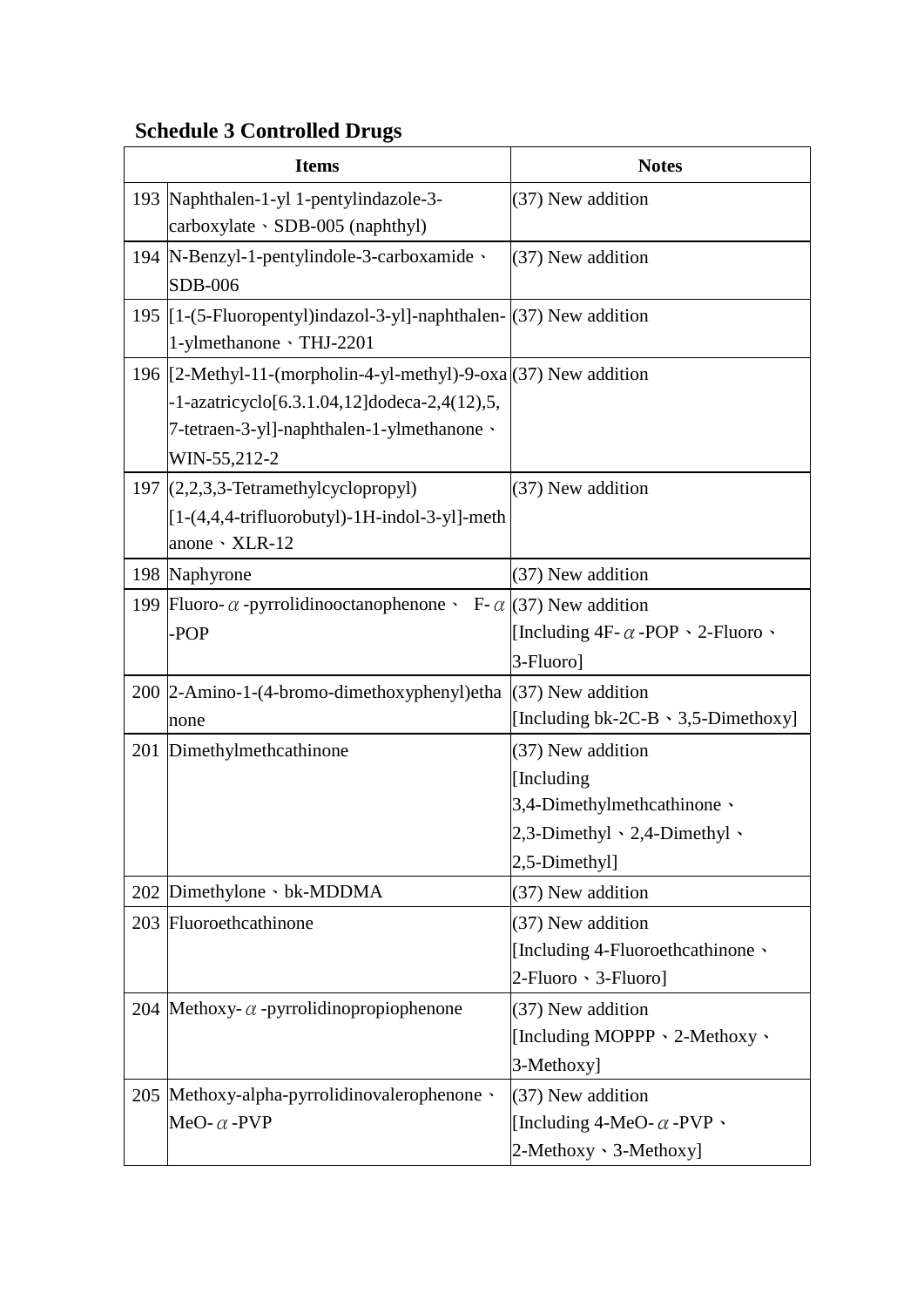**Schedule 3 Controlled Drugs**

| | Items | Notes |
|---|---|---|
| 193 | Naphthalen-1-yl 1-pentylindazole-3-carboxylate、SDB-005 (naphthyl) | (37) New addition |
| 194 | N-Benzyl-1-pentylindole-3-carboxamide、SDB-006 | (37) New addition |
| 195 | [1-(5-Fluoropentyl)indazol-3-yl]-naphthalen-1-ylmethanone、THJ-2201 | (37) New addition |
| 196 | [2-Methyl-11-(morpholin-4-yl-methyl)-9-oxa-1-azatricyclo[6.3.1.04,12]dodeca-2,4(12),5,7-tetraen-3-yl]-naphthalen-1-ylmethanone、WIN-55,212-2 | (37) New addition |
| 197 | (2,2,3,3-Tetramethylcyclopropyl) [1-(4,4,4-trifluorobutyl)-1H-indol-3-yl]-methanone、XLR-12 | (37) New addition |
| 198 | Naphyrone | (37) New addition |
| 199 | Fluoro-α-pyrrolidinooctanophenone、F-α-POP | (37) New addition [Including 4F-α-POP、2-Fluoro、3-Fluoro] |
| 200 | 2-Amino-1-(4-bromo-dimethoxyphenyl)ethanone | (37) New addition [Including bk-2C-B、3,5-Dimethoxy] |
| 201 | Dimethylmethcathinone | (37) New addition [Including 3,4-Dimethylmethcathinone、2,3-Dimethyl、2,4-Dimethyl、2,5-Dimethyl] |
| 202 | Dimethylone、bk-MDDMA | (37) New addition |
| 203 | Fluoroethcathinone | (37) New addition [Including 4-Fluoroethcathinone、2-Fluoro、3-Fluoro] |
| 204 | Methoxy-α-pyrrolidinopropiophenone | (37) New addition [Including MOPPP、2-Methoxy、3-Methoxy] |
| 205 | Methoxy-alpha-pyrrolidinovalerophenone、MeO-α-PVP | (37) New addition [Including 4-MeO-α-PVP、2-Methoxy、3-Methoxy] |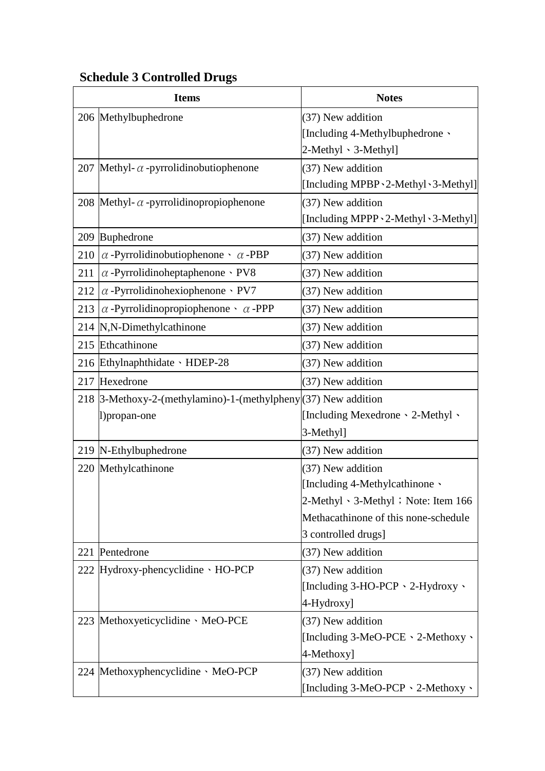**Schedule 3 Controlled Drugs**

| | Items | Notes |
|---|---|---|
| 206 | Methylbuphedrone | (37) New addition [Including 4-Methylbuphedrone、2-Methyl、3-Methyl] |
| 207 | Methyl-α-pyrrolidinobutiophenone | (37) New addition [Including MPBP、2-Methyl、3-Methyl] |
| 208 | Methyl-α-pyrrolidinopropiophenone | (37) New addition [Including MPPP、2-Methyl、3-Methyl] |
| 209 | Buphedrone | (37) New addition |
| 210 | α-Pyrrolidinobutiophenone、α-PBP | (37) New addition |
| 211 | α-Pyrrolidinoheptaphenone、PV8 | (37) New addition |
| 212 | α-Pyrrolidinohexiophenone、PV7 | (37) New addition |
| 213 | α-Pyrrolidinopropiophenone、α-PPP | (37) New addition |
| 214 | N,N-Dimethylcathinone | (37) New addition |
| 215 | Ethcathinone | (37) New addition |
| 216 | Ethylnaphthidate、HDEP-28 | (37) New addition |
| 217 | Hexedrone | (37) New addition |
| 218 | 3-Methoxy-2-(methylamino)-1-(methylphenyl)propan-one | (37) New addition [Including Mexedrone、2-Methyl、3-Methyl] |
| 219 | N-Ethylbuphedrone | (37) New addition |
| 220 | Methylcathinone | (37) New addition [Including 4-Methylcathinone、2-Methyl、3-Methyl；Note: Item 166 Methacathinone of this none-schedule 3 controlled drugs] |
| 221 | Pentedrone | (37) New addition |
| 222 | Hydroxy-phencyclidine、HO-PCP | (37) New addition [Including 3-HO-PCP、2-Hydroxy、4-Hydroxy] |
| 223 | Methoxyeticyclidine、MeO-PCE | (37) New addition [Including 3-MeO-PCE、2-Methoxy、4-Methoxy] |
| 224 | Methoxyphencyclidine、MeO-PCP | (37) New addition [Including 3-MeO-PCP、2-Methoxy、 |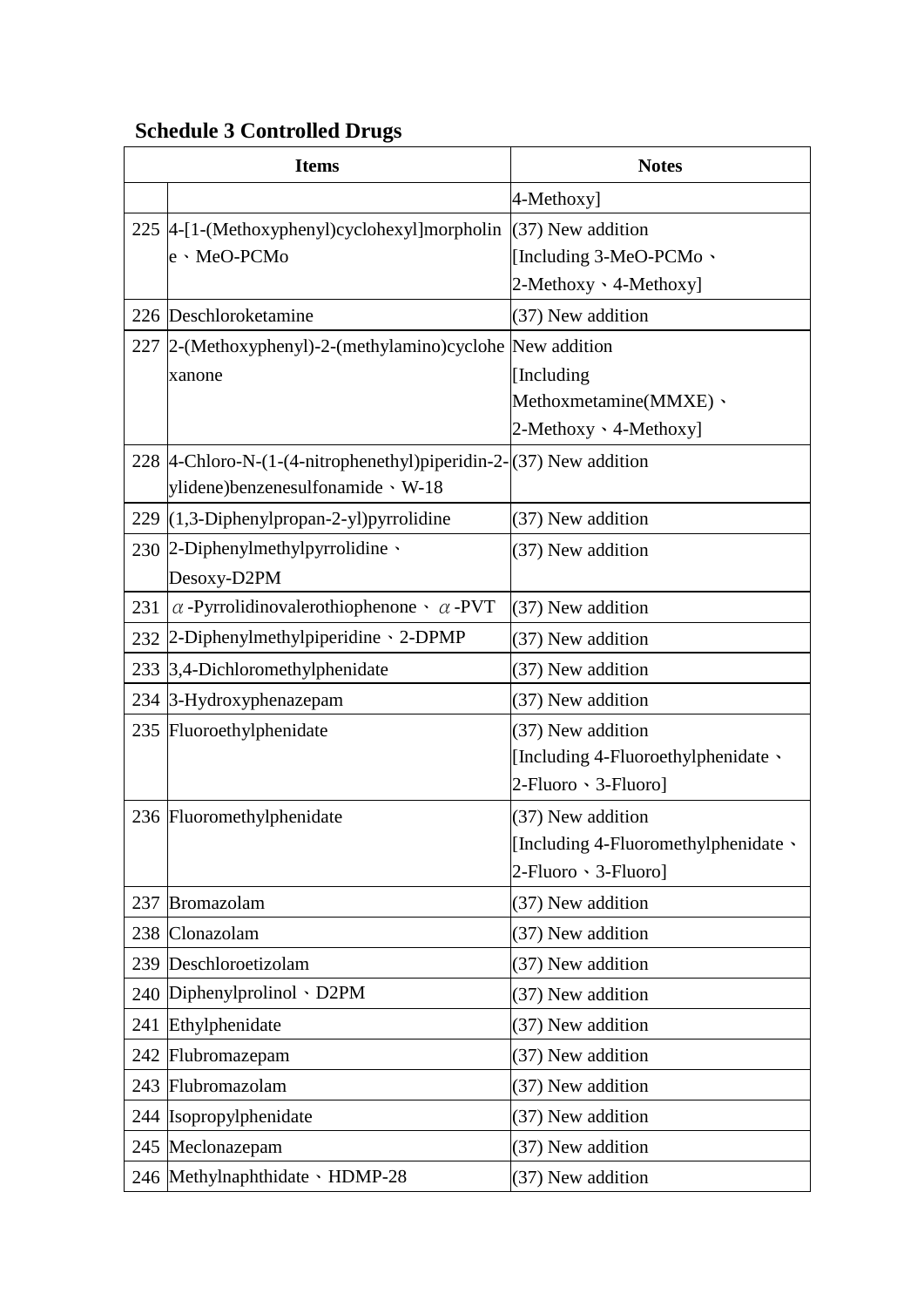**Schedule 3 Controlled Drugs**

| Items | | Notes |
|---|---|---|
| | | 4-Methoxy] |
| 225 | 4-[1-(Methoxyphenyl)cyclohexyl]morpholine、MeO-PCMo | (37) New addition [Including 3-MeO-PCMo、2-Methoxy、4-Methoxy] |
| 226 | Deschloroketamine | (37) New addition |
| 227 | 2-(Methoxyphenyl)-2-(methylamino)cyclohexanone | New addition [Including Methoxmetamine(MMXE)、2-Methoxy、4-Methoxy] |
| 228 | 4-Chloro-N-(1-(4-nitrophenethyl)piperidin-2-ylidene)benzenesulfonamide、W-18 | (37) New addition |
| 229 | (1,3-Diphenylpropan-2-yl)pyrrolidine | (37) New addition |
| 230 | 2-Diphenylmethylpyrrolidine、Desoxy-D2PM | (37) New addition |
| 231 | $\alpha$-Pyrrolidinovalerothiophenone、$\alpha$-PVT | (37) New addition |
| 232 | 2-Diphenylmethylpiperidine、2-DPMP | (37) New addition |
| 233 | 3,4-Dichloromethylphenidate | (37) New addition |
| 234 | 3-Hydroxyphenazepam | (37) New addition |
| 235 | Fluoroethylphenidate | (37) New addition [Including 4-Fluoroethylphenidate、2-Fluoro、3-Fluoro] |
| 236 | Fluoromethylphenidate | (37) New addition [Including 4-Fluoromethylphenidate、2-Fluoro、3-Fluoro] |
| 237 | Bromazolam | (37) New addition |
| 238 | Clonazolam | (37) New addition |
| 239 | Deschloroetizolam | (37) New addition |
| 240 | Diphenylprolinol、D2PM | (37) New addition |
| 241 | Ethylphenidate | (37) New addition |
| 242 | Flubromazepam | (37) New addition |
| 243 | Flubromazolam | (37) New addition |
| 244 | Isopropylphenidate | (37) New addition |
| 245 | Meclonazepam | (37) New addition |
| 246 | Methylnaphthidate、HDMP-28 | (37) New addition |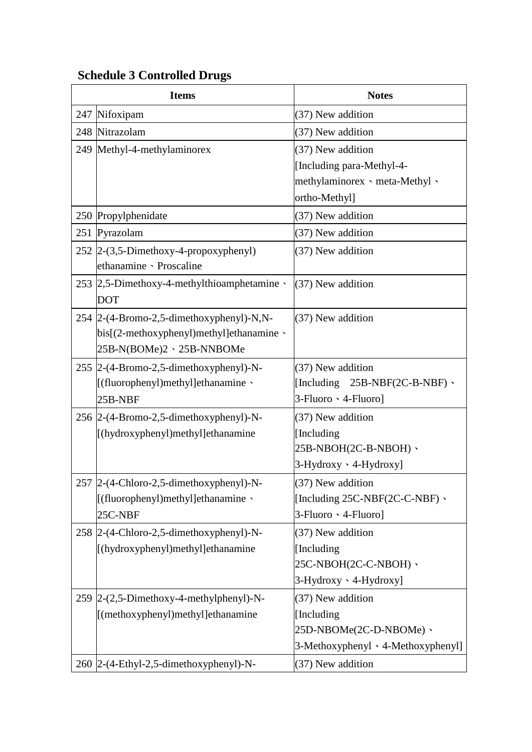**Schedule 3 Controlled Drugs**

| | Items | Notes |
|---|---|---|
| 247 | Nifoxipam | (37) New addition |
| 248 | Nitrazolam | (37) New addition |
| 249 | Methyl-4-methylaminorex | (37) New addition [Including para-Methyl-4-methylaminorex、meta-Methyl、ortho-Methyl] |
| 250 | Propylphenidate | (37) New addition |
| 251 | Pyrazolam | (37) New addition |
| 252 | 2-(3,5-Dimethoxy-4-propoxyphenyl) ethanamine、Proscaline | (37) New addition |
| 253 | 2,5-Dimethoxy-4-methylthioamphetamine、DOT | (37) New addition |
| 254 | 2-(4-Bromo-2,5-dimethoxyphenyl)-N,N-bis[(2-methoxyphenyl)methyl]ethanamine、25B-N(BOMe)2、25B-NNBOMe | (37) New addition |
| 255 | 2-(4-Bromo-2,5-dimethoxyphenyl)-N-[(fluorophenyl)methyl]ethanamine、25B-NBF | (37) New addition [Including 25B-NBF(2C-B-NBF)、3-Fluoro、4-Fluoro] |
| 256 | 2-(4-Bromo-2,5-dimethoxyphenyl)-N-[(hydroxyphenyl)methyl]ethanamine | (37) New addition [Including 25B-NBOH(2C-B-NBOH)、3-Hydroxy、4-Hydroxy] |
| 257 | 2-(4-Chloro-2,5-dimethoxyphenyl)-N-[(fluorophenyl)methyl]ethanamine、25C-NBF | (37) New addition [Including 25C-NBF(2C-C-NBF)、3-Fluoro、4-Fluoro] |
| 258 | 2-(4-Chloro-2,5-dimethoxyphenyl)-N-[(hydroxyphenyl)methyl]ethanamine | (37) New addition [Including 25C-NBOH(2C-C-NBOH)、3-Hydroxy、4-Hydroxy] |
| 259 | 2-(2,5-Dimethoxy-4-methylphenyl)-N-[(methoxyphenyl)methyl]ethanamine | (37) New addition [Including 25D-NBOMe(2C-D-NBOMe)、3-Methoxyphenyl、4-Methoxyphenyl] |
| 260 | 2-(4-Ethyl-2,5-dimethoxyphenyl)-N- | (37) New addition |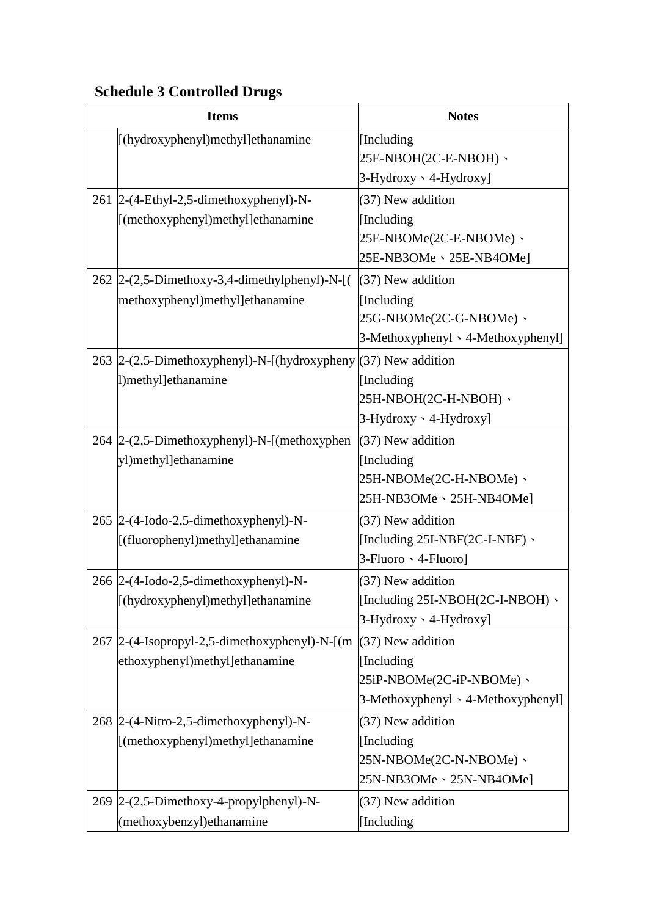## Schedule 3 Controlled Drugs

| | Items | Notes |
|---|---|---|
| | [(hydroxyphenyl)methyl]ethanamine | [Including 25E-NBOH(2C-E-NBOH)、3-Hydroxy、4-Hydroxy] |
| 261 | 2-(4-Ethyl-2,5-dimethoxyphenyl)-N-[(methoxyphenyl)methyl]ethanamine | (37) New addition [Including 25E-NBOMe(2C-E-NBOMe)、25E-NB3OMe、25E-NB4OMe] |
| 262 | 2-(2,5-Dimethoxy-3,4-dimethylphenyl)-N-[(methoxyphenyl)methyl]ethanamine | (37) New addition [Including 25G-NBOMe(2C-G-NBOMe)、3-Methoxyphenyl、4-Methoxyphenyl] |
| 263 | 2-(2,5-Dimethoxyphenyl)-N-[(hydroxyphenyl)methyl]ethanamine | (37) New addition [Including 25H-NBOH(2C-H-NBOH)、3-Hydroxy、4-Hydroxy] |
| 264 | 2-(2,5-Dimethoxyphenyl)-N-[(methoxyphenyl)methyl]ethanamine | (37) New addition [Including 25H-NBOMe(2C-H-NBOMe)、25H-NB3OMe、25H-NB4OMe] |
| 265 | 2-(4-Iodo-2,5-dimethoxyphenyl)-N-[(fluorophenyl)methyl]ethanamine | (37) New addition [Including 25I-NBF(2C-I-NBF)、3-Fluoro、4-Fluoro] |
| 266 | 2-(4-Iodo-2,5-dimethoxyphenyl)-N-[(hydroxyphenyl)methyl]ethanamine | (37) New addition [Including 25I-NBOH(2C-I-NBOH)、3-Hydroxy、4-Hydroxy] |
| 267 | 2-(4-Isopropyl-2,5-dimethoxyphenyl)-N-[(methoxyphenyl)methyl]ethanamine | (37) New addition [Including 25iP-NBOMe(2C-iP-NBOMe)、3-Methoxyphenyl、4-Methoxyphenyl] |
| 268 | 2-(4-Nitro-2,5-dimethoxyphenyl)-N-[(methoxyphenyl)methyl]ethanamine | (37) New addition [Including 25N-NBOMe(2C-N-NBOMe)、25N-NB3OMe、25N-NB4OMe] |
| 269 | 2-(2,5-Dimethoxy-4-propylphenyl)-N-(methoxybenzyl)ethanamine | (37) New addition [Including |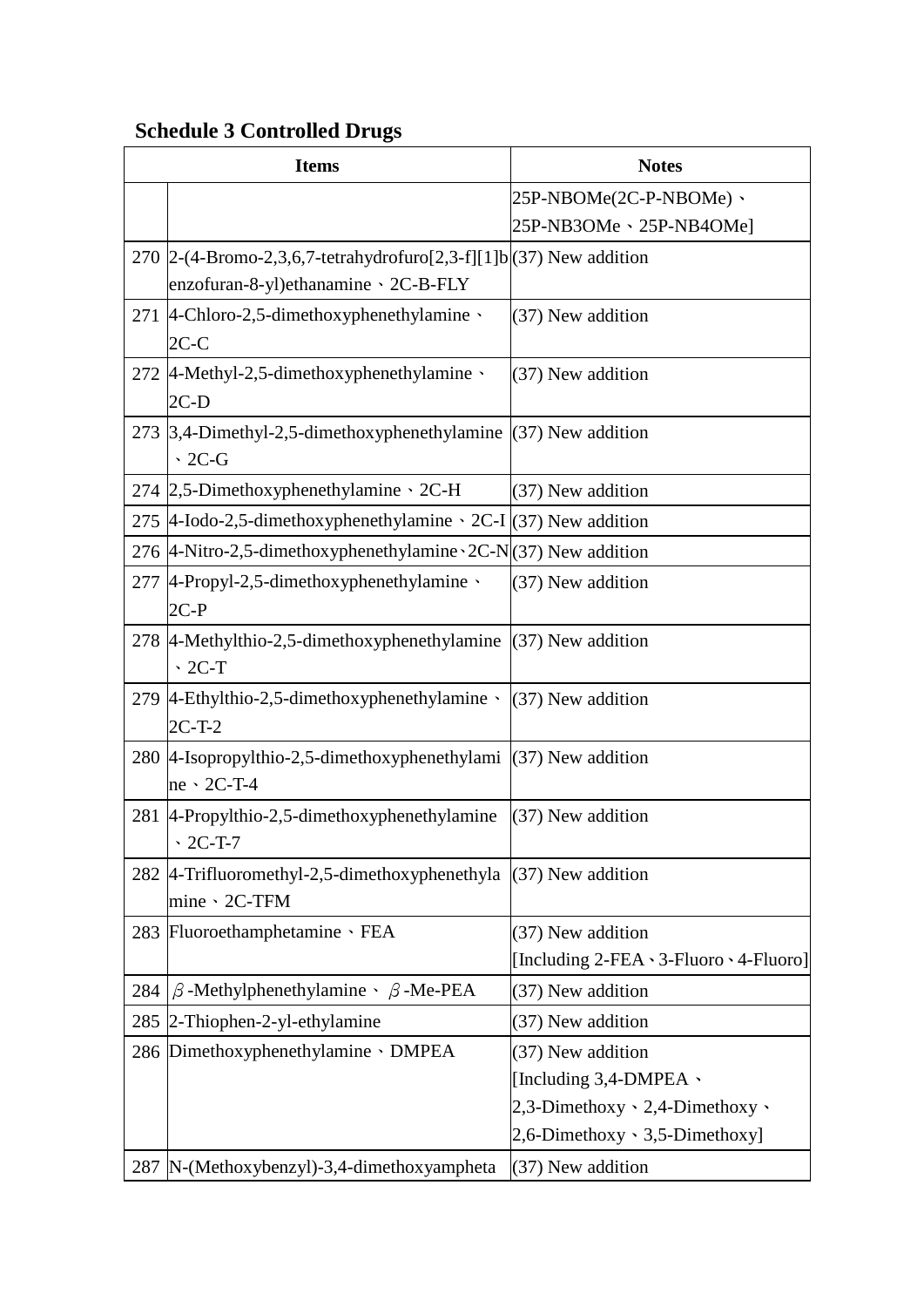**Schedule 3 Controlled Drugs**

| Items | | Notes |
|---|---|---|
| | | 25P-NBOMe(2C-P-NBOMe)、25P-NB3OMe、25P-NB4OMe] |
| 270 | 2-(4-Bromo-2,3,6,7-tetrahydrofuro[2,3-f][1]benzofuran-8-yl)ethanamine、2C-B-FLY | (37) New addition |
| 271 | 4-Chloro-2,5-dimethoxyphenethylamine、2C-C | (37) New addition |
| 272 | 4-Methyl-2,5-dimethoxyphenethylamine、2C-D | (37) New addition |
| 273 | 3,4-Dimethyl-2,5-dimethoxyphenethylamine、2C-G | (37) New addition |
| 274 | 2,5-Dimethoxyphenethylamine、2C-H | (37) New addition |
| 275 | 4-Iodo-2,5-dimethoxyphenethylamine、2C-I | (37) New addition |
| 276 | 4-Nitro-2,5-dimethoxyphenethylamine、2C-N | (37) New addition |
| 277 | 4-Propyl-2,5-dimethoxyphenethylamine、2C-P | (37) New addition |
| 278 | 4-Methylthio-2,5-dimethoxyphenethylamine、2C-T | (37) New addition |
| 279 | 4-Ethylthio-2,5-dimethoxyphenethylamine、2C-T-2 | (37) New addition |
| 280 | 4-Isopropylthio-2,5-dimethoxyphenethylamine、2C-T-4 | (37) New addition |
| 281 | 4-Propylthio-2,5-dimethoxyphenethylamine、2C-T-7 | (37) New addition |
| 282 | 4-Trifluoromethyl-2,5-dimethoxyphenethylamine、2C-TFM | (37) New addition |
| 283 | Fluoroethamphetamine、FEA | (37) New addition [Including 2-FEA、3-Fluoro、4-Fluoro] |
| 284 | β-Methylphenethylamine、β-Me-PEA | (37) New addition |
| 285 | 2-Thiophen-2-yl-ethylamine | (37) New addition |
| 286 | Dimethoxyphenethylamine、DMPEA | (37) New addition [Including 3,4-DMPEA、2,3-Dimethoxy、2,4-Dimethoxy、2,6-Dimethoxy、3,5-Dimethoxy] |
| 287 | N-(Methoxybenzyl)-3,4-dimethoxyampheta | (37) New addition |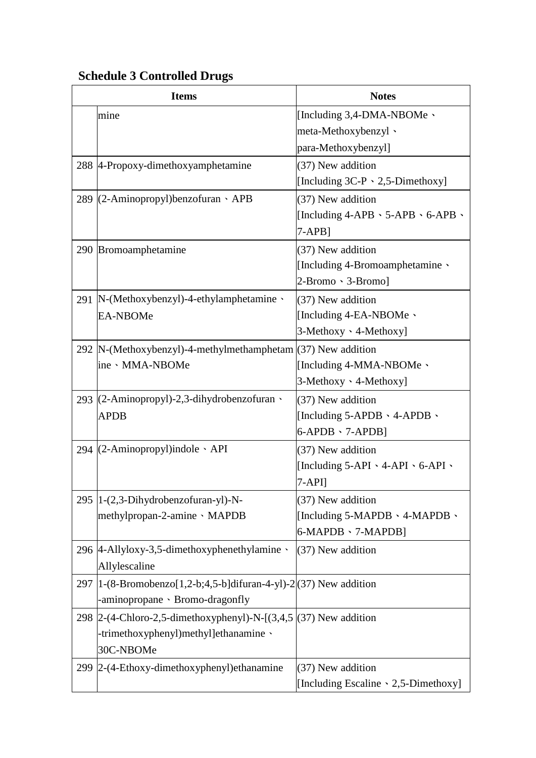## Schedule 3 Controlled Drugs

| | Items | Notes |
|---|---|---|
| | mine | [Including 3,4-DMA-NBOMe、meta-Methoxybenzyl、para-Methoxybenzyl] |
| 288 | 4-Propoxy-dimethoxyamphetamine | (37) New addition [Including 3C-P、2,5-Dimethoxy] |
| 289 | (2-Aminopropyl)benzofuran、APB | (37) New addition [Including 4-APB、5-APB、6-APB、7-APB] |
| 290 | Bromoamphetamine | (37) New addition [Including 4-Bromoamphetamine、2-Bromo、3-Bromo] |
| 291 | N-(Methoxybenzyl)-4-ethylamphetamine、EA-NBOMe | (37) New addition [Including 4-EA-NBOMe、3-Methoxy、4-Methoxy] |
| 292 | N-(Methoxybenzyl)-4-methylmethamphetamine、MMA-NBOMe | (37) New addition [Including 4-MMA-NBOMe、3-Methoxy、4-Methoxy] |
| 293 | (2-Aminopropyl)-2,3-dihydrobenzofuran、APDB | (37) New addition [Including 5-APDB、4-APDB、6-APDB、7-APDB] |
| 294 | (2-Aminopropyl)indole、API | (37) New addition [Including 5-API、4-API、6-API、7-API] |
| 295 | 1-(2,3-Dihydrobenzofuran-yl)-N-methylpropan-2-amine、MAPDB | (37) New addition [Including 5-MAPDB、4-MAPDB、6-MAPDB、7-MAPDB] |
| 296 | 4-Allyloxy-3,5-dimethoxyphenethylamine、Allylescaline | (37) New addition |
| 297 | 1-(8-Bromobenzo[1,2-b;4,5-b]difuran-4-yl)-2-aminopropane、Bromo-dragonfly | (37) New addition |
| 298 | 2-(4-Chloro-2,5-dimethoxyphenyl)-N-[(3,4,5-trimethoxyphenyl)methyl]ethanamine、30C-NBOMe | (37) New addition |
| 299 | 2-(4-Ethoxy-dimethoxyphenyl)ethanamine | (37) New addition [Including Escaline、2,5-Dimethoxy] |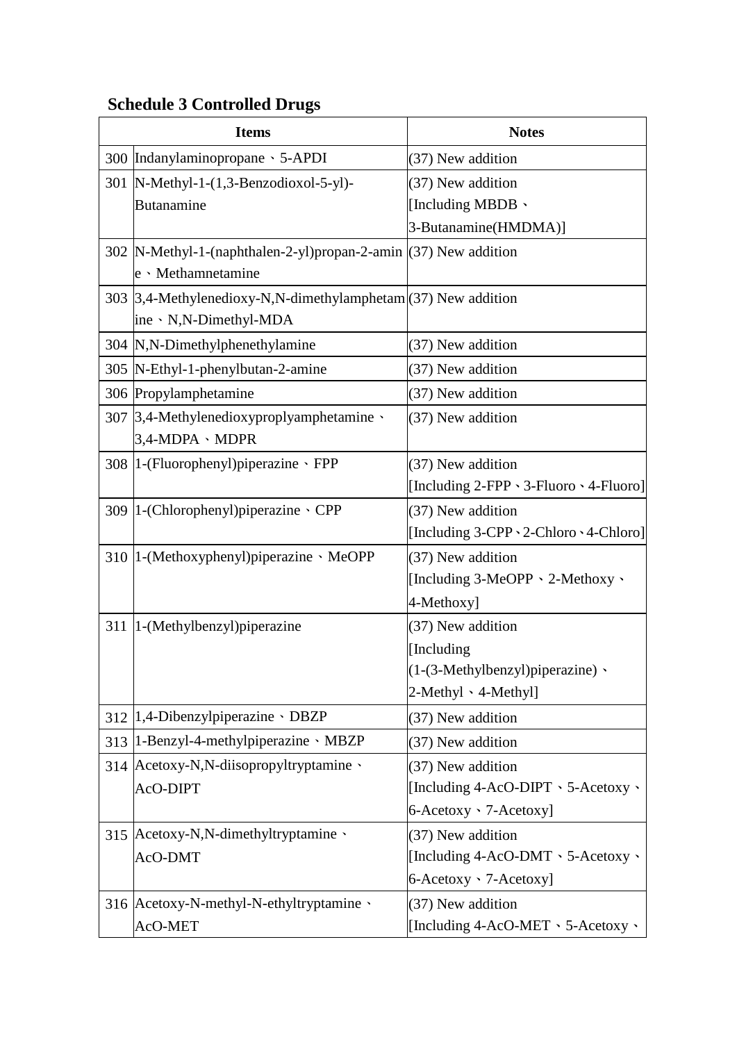**Schedule 3 Controlled Drugs**

| | Items | Notes |
|---|---|---|
| 300 | Indanylaminopropane、5-APDI | (37) New addition |
| 301 | N-Methyl-1-(1,3-Benzodioxol-5-yl)-Butanamine | (37) New addition [Including MBDB、3-Butanamine(HMDMA)] |
| 302 | N-Methyl-1-(naphthalen-2-yl)propan-2-amine、Methamnetamine | (37) New addition |
| 303 | 3,4-Methylenedioxy-N,N-dimethylamphetamine、N,N-Dimethyl-MDA | (37) New addition |
| 304 | N,N-Dimethylphenethylamine | (37) New addition |
| 305 | N-Ethyl-1-phenylbutan-2-amine | (37) New addition |
| 306 | Propylamphetamine | (37) New addition |
| 307 | 3,4-Methylenedioxyproplyamphetamine、3,4-MDPA、MDPR | (37) New addition |
| 308 | 1-(Fluorophenyl)piperazine、FPP | (37) New addition [Including 2-FPP、3-Fluoro、4-Fluoro] |
| 309 | 1-(Chlorophenyl)piperazine、CPP | (37) New addition [Including 3-CPP、2-Chloro、4-Chloro] |
| 310 | 1-(Methoxyphenyl)piperazine、MeOPP | (37) New addition [Including 3-MeOPP、2-Methoxy、4-Methoxy] |
| 311 | 1-(Methylbenzyl)piperazine | (37) New addition [Including (1-(3-Methylbenzyl)piperazine)、2-Methyl、4-Methyl] |
| 312 | 1,4-Dibenzylpiperazine、DBZP | (37) New addition |
| 313 | 1-Benzyl-4-methylpiperazine、MBZP | (37) New addition |
| 314 | Acetoxy-N,N-diisopropyltryptamine、AcO-DIPT | (37) New addition [Including 4-AcO-DIPT、5-Acetoxy、6-Acetoxy、7-Acetoxy] |
| 315 | Acetoxy-N,N-dimethyltryptamine、AcO-DMT | (37) New addition [Including 4-AcO-DMT、5-Acetoxy、6-Acetoxy、7-Acetoxy] |
| 316 | Acetoxy-N-methyl-N-ethyltryptamine、AcO-MET | (37) New addition [Including 4-AcO-MET、5-Acetoxy、 |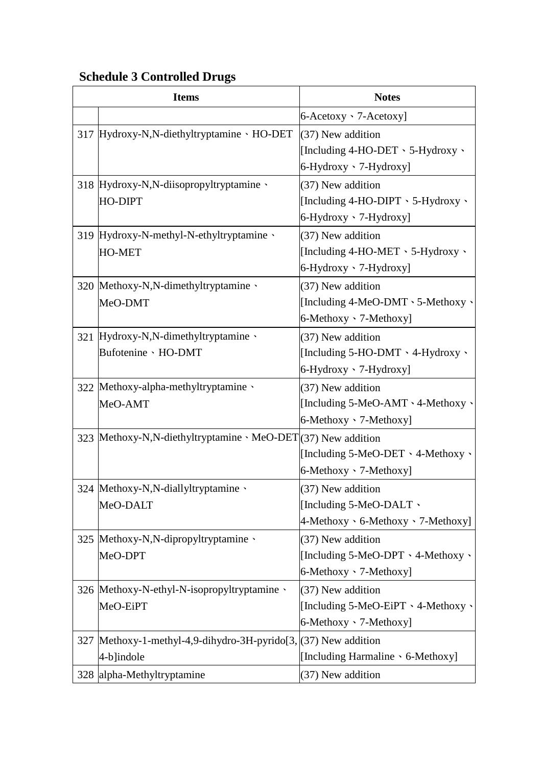**Schedule 3 Controlled Drugs**

| Items | | Notes |
|---|---|---|
| | | 6-Acetoxy、7-Acetoxy] |
| 317 | Hydroxy-N,N-diethyltryptamine、HO-DET | (37) New addition [Including 4-HO-DET、5-Hydroxy、6-Hydroxy、7-Hydroxy] |
| 318 | Hydroxy-N,N-diisopropyltryptamine、HO-DIPT | (37) New addition [Including 4-HO-DIPT、5-Hydroxy、6-Hydroxy、7-Hydroxy] |
| 319 | Hydroxy-N-methyl-N-ethyltryptamine、HO-MET | (37) New addition [Including 4-HO-MET、5-Hydroxy、6-Hydroxy、7-Hydroxy] |
| 320 | Methoxy-N,N-dimethyltryptamine、MeO-DMT | (37) New addition [Including 4-MeO-DMT、5-Methoxy、6-Methoxy、7-Methoxy] |
| 321 | Hydroxy-N,N-dimethyltryptamine、Bufotenine、HO-DMT | (37) New addition [Including 5-HO-DMT、4-Hydroxy、6-Hydroxy、7-Hydroxy] |
| 322 | Methoxy-alpha-methyltryptamine、MeO-AMT | (37) New addition [Including 5-MeO-AMT、4-Methoxy、6-Methoxy、7-Methoxy] |
| 323 | Methoxy-N,N-diethyltryptamine、MeO-DET | (37) New addition [Including 5-MeO-DET、4-Methoxy、6-Methoxy、7-Methoxy] |
| 324 | Methoxy-N,N-diallyltryptamine、MeO-DALT | (37) New addition [Including 5-MeO-DALT、4-Methoxy、6-Methoxy、7-Methoxy] |
| 325 | Methoxy-N,N-dipropyltryptamine、MeO-DPT | (37) New addition [Including 5-MeO-DPT、4-Methoxy、6-Methoxy、7-Methoxy] |
| 326 | Methoxy-N-ethyl-N-isopropyltryptamine、MeO-EiPT | (37) New addition [Including 5-MeO-EiPT、4-Methoxy、6-Methoxy、7-Methoxy] |
| 327 | Methoxy-1-methyl-4,9-dihydro-3H-pyrido[3,4-b]indole | (37) New addition [Including Harmaline、6-Methoxy] |
| 328 | alpha-Methyltryptamine | (37) New addition |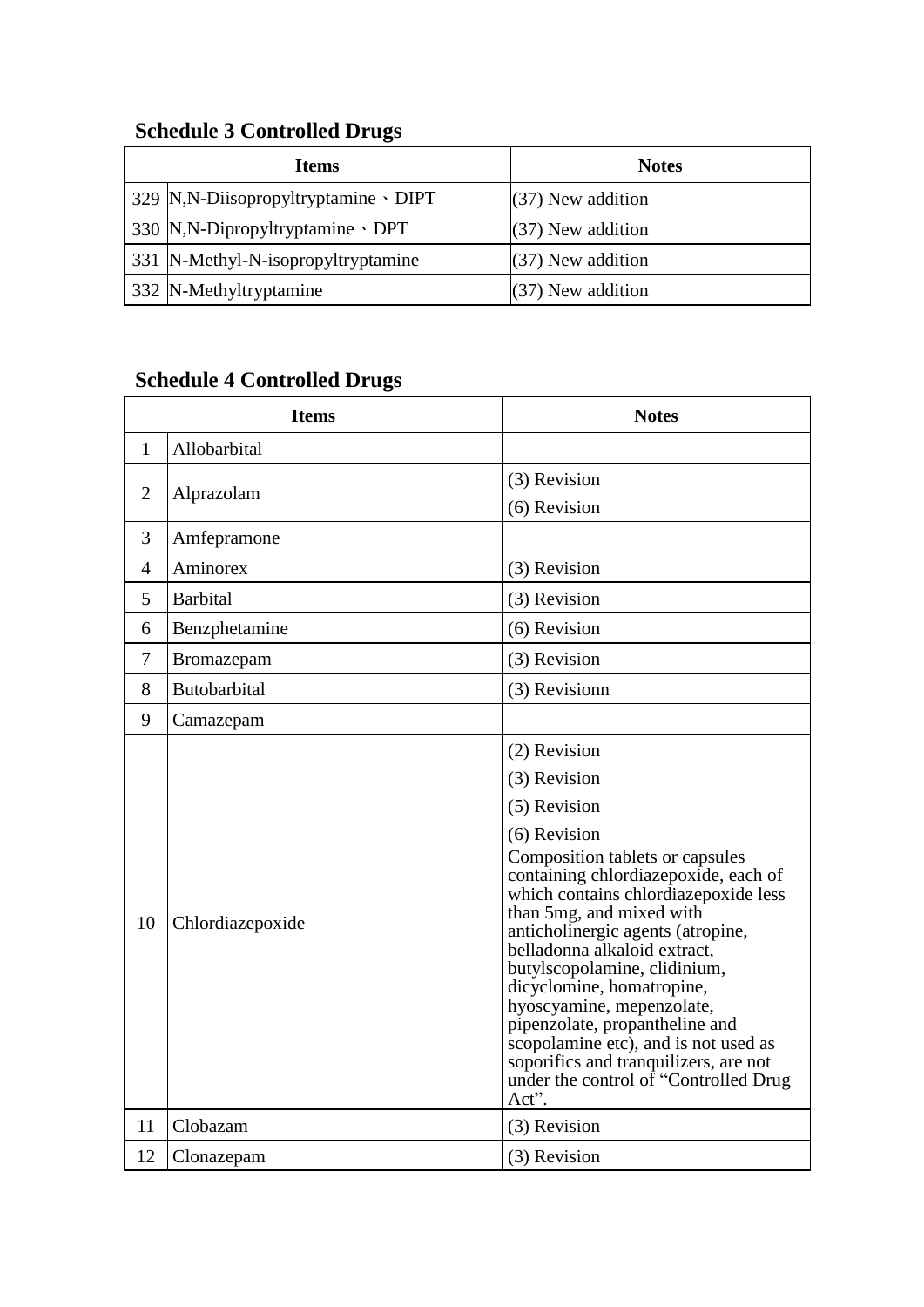## Schedule 3 Controlled Drugs

| Items | | Notes |
|---|---|---|
| 329 | N,N-Diisopropyltryptamine、DIPT | (37) New addition |
| 330 | N,N-Dipropyltryptamine、DPT | (37) New addition |
| 331 | N-Methyl-N-isopropyltryptamine | (37) New addition |
| 332 | N-Methyltryptamine | (37) New addition |

## Schedule 4 Controlled Drugs

| Items | | Notes |
|---|---|---|
| 1 | Allobarbital | |
| 2 | Alprazolam | (3) Revision<br>(6) Revision |
| 3 | Amfepramone | |
| 4 | Aminorex | (3) Revision |
| 5 | Barbital | (3) Revision |
| 6 | Benzphetamine | (6) Revision |
| 7 | Bromazepam | (3) Revision |
| 8 | Butobarbital | (3) Revisionn |
| 9 | Camazepam | |
| 10 | Chlordiazepoxide | (2) Revision<br>(3) Revision<br>(5) Revision<br>(6) Revision<br>Composition tablets or capsules containing chlordiazepoxide, each of which contains chlordiazepoxide less than 5mg, and mixed with anticholinergic agents (atropine, belladonna alkaloid extract, butylscopolamine, clidinium, dicyclomine, homatropine, hyoscyamine, mepenzolate, pipenzolate, propantheline and scopolamine etc), and is not used as soporifics and tranquilizers, are not under the control of "Controlled Drug Act". |
| 11 | Clobazam | (3) Revision |
| 12 | Clonazepam | (3) Revision |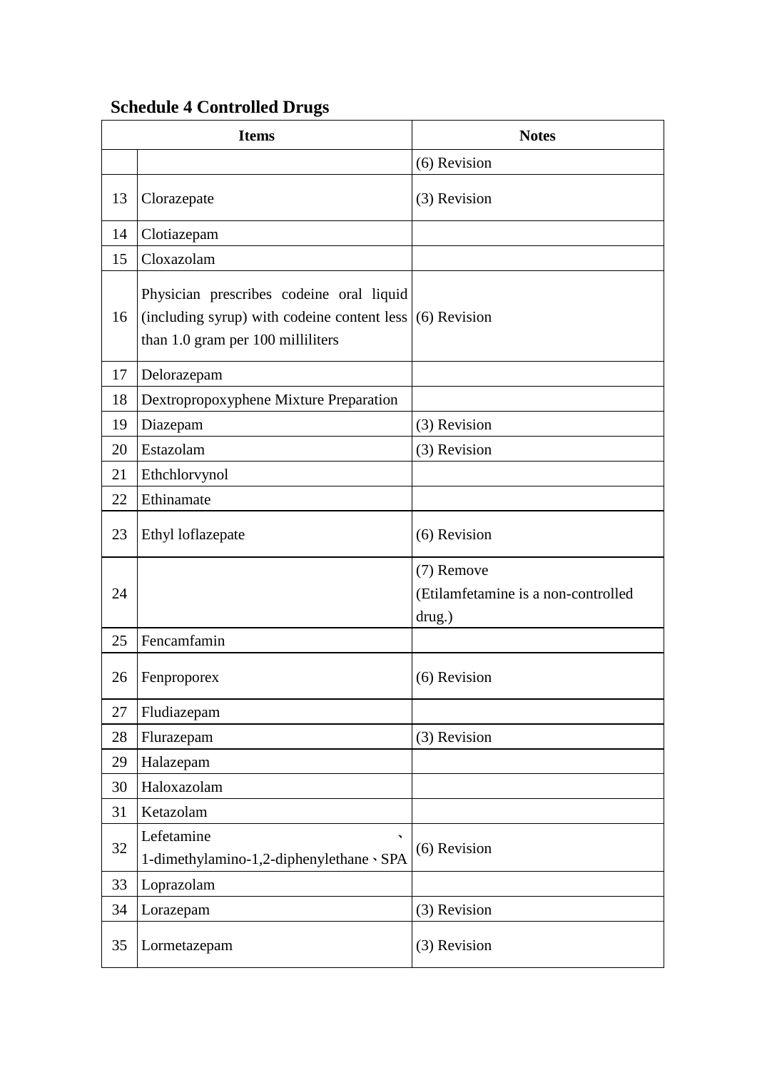## Schedule 4 Controlled Drugs

| Items | | Notes |
|---|---|---|
| | | (6) Revision |
| 13 | Clorazepate | (3) Revision |
| 14 | Clotiazepam | |
| 15 | Cloxazolam | |
| 16 | Physician prescribes codeine oral liquid (including syrup) with codeine content less than 1.0 gram per 100 milliliters | (6) Revision |
| 17 | Delorazepam | |
| 18 | Dextropropoxyphene Mixture Preparation | |
| 19 | Diazepam | (3) Revision |
| 20 | Estazolam | (3) Revision |
| 21 | Ethchlorvynol | |
| 22 | Ethinamate | |
| 23 | Ethyl loflazepate | (6) Revision |
| 24 | | (7) Remove (Etilamfetamine is a non-controlled drug.) |
| 25 | Fencamfamin | |
| 26 | Fenproporex | (6) Revision |
| 27 | Fludiazepam | |
| 28 | Flurazepam | (3) Revision |
| 29 | Halazepam | |
| 30 | Haloxazolam | |
| 31 | Ketazolam | |
| 32 | Lefetamine、1-dimethylamino-1,2-diphenylethane、SPA | (6) Revision |
| 33 | Loprazolam | |
| 34 | Lorazepam | (3) Revision |
| 35 | Lormetazepam | (3) Revision |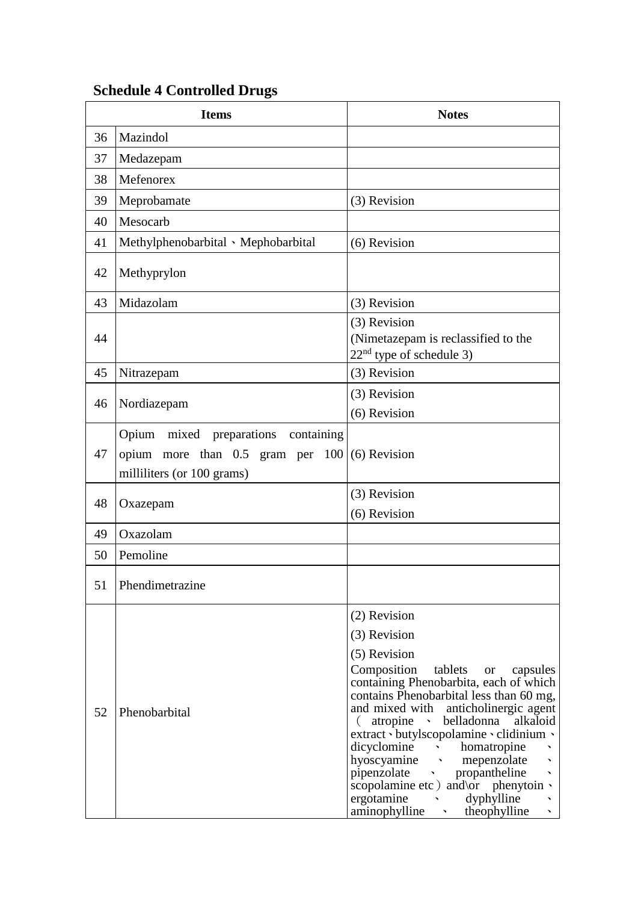**Schedule 4 Controlled Drugs**

| Items | | Notes |
|---|---|---|
| 36 | Mazindol | |
| 37 | Medazepam | |
| 38 | Mefenorex | |
| 39 | Meprobamate | (3) Revision |
| 40 | Mesocarb | |
| 41 | Methylphenobarbital、Mephobarbital | (6) Revision |
| 42 | Methyprylon | |
| 43 | Midazolam | (3) Revision |
| 44 | | (3) Revision<br>(Nimetazepam is reclassified to the 22nd type of schedule 3) |
| 45 | Nitrazepam | (3) Revision |
| 46 | Nordiazepam | (3) Revision<br>(6) Revision |
| 47 | Opium mixed preparations containing opium more than 0.5 gram per 100 milliliters (or 100 grams) | (6) Revision |
| 48 | Oxazepam | (3) Revision<br>(6) Revision |
| 49 | Oxazolam | |
| 50 | Pemoline | |
| 51 | Phendimetrazine | |
| 52 | Phenobarbital | (2) Revision<br>(3) Revision<br>(5) Revision<br>Composition tablets or capsules containing Phenobarbita, each of which contains Phenobarbital less than 60 mg, and mixed with anticholinergic agent （atropine 、 belladonna alkaloid extract、butylscopolamine、clidinium、dicyclomine 、 homatropine 、 hyoscyamine 、 mepenzolate 、 pipenzolate 、 propantheline 、 scopolamine etc）and\or phenytoin、ergotamine 、 dyphylline 、 aminophylline 、 theophylline 、 |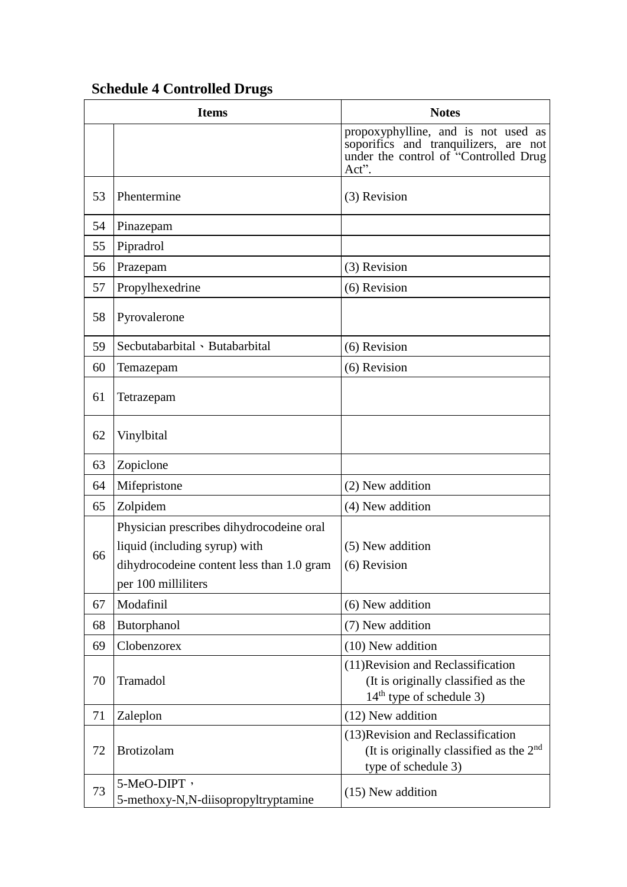## Schedule 4 Controlled Drugs

| Items | | Notes |
|---|---|---|
| | | propoxyphylline, and is not used as soporifics and tranquilizers, are not under the control of "Controlled Drug Act". |
| 53 | Phentermine | (3) Revision |
| 54 | Pinazepam | |
| 55 | Pipradrol | |
| 56 | Prazepam | (3) Revision |
| 57 | Propylhexedrine | (6) Revision |
| 58 | Pyrovalerone | |
| 59 | Secbutabarbital、Butabarbital | (6) Revision |
| 60 | Temazepam | (6) Revision |
| 61 | Tetrazepam | |
| 62 | Vinylbital | |
| 63 | Zopiclone | |
| 64 | Mifepristone | (2) New addition |
| 65 | Zolpidem | (4) New addition |
| 66 | Physician prescribes dihydrocodeine oral liquid (including syrup) with dihydrocodeine content less than 1.0 gram per 100 milliliters | (5) New addition<br>(6) Revision |
| 67 | Modafinil | (6) New addition |
| 68 | Butorphanol | (7) New addition |
| 69 | Clobenzorex | (10) New addition |
| 70 | Tramadol | (11)Revision and Reclassification<br>(It is originally classified as the 14th type of schedule 3) |
| 71 | Zaleplon | (12) New addition |
| 72 | Brotizolam | (13)Revision and Reclassification<br>(It is originally classified as the 2nd type of schedule 3) |
| 73 | 5-MeO-DIPT，<br>5-methoxy-N,N-diisopropyltryptamine | (15) New addition |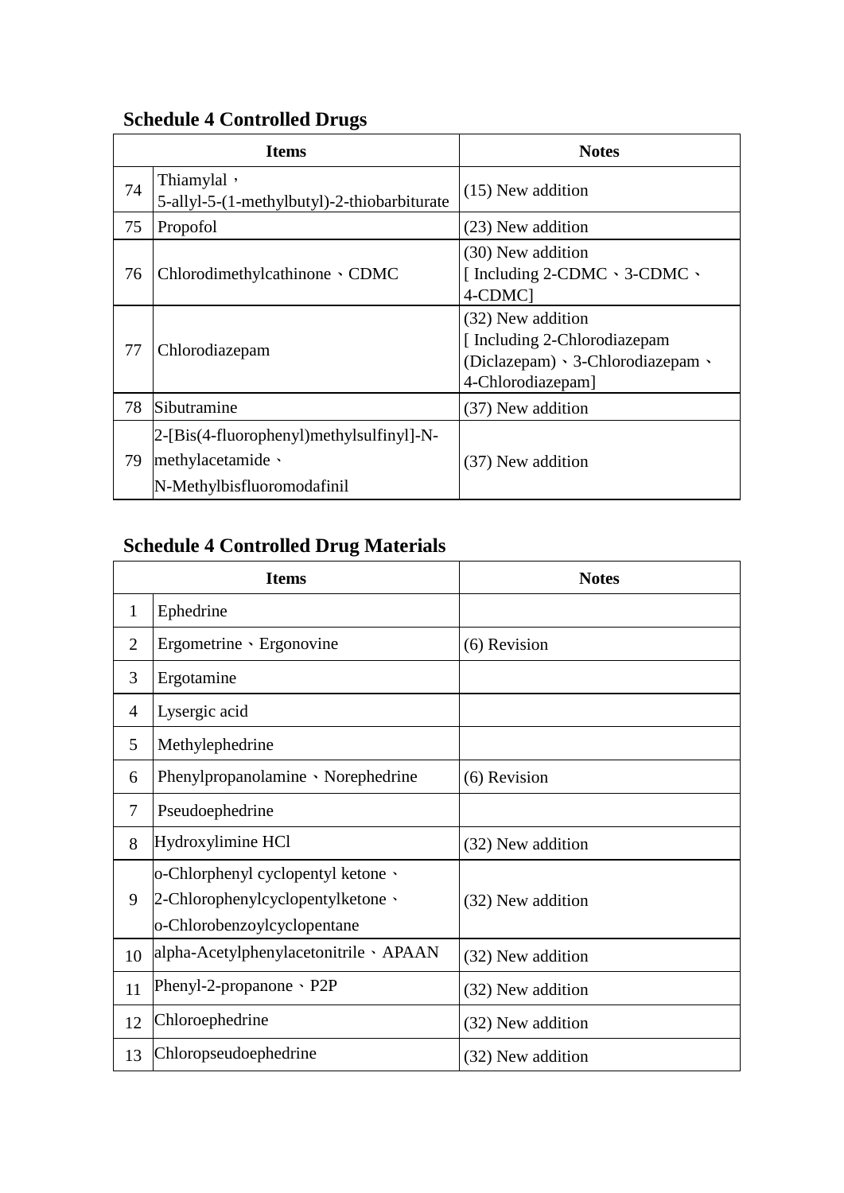## Schedule 4 Controlled Drugs

| Items | | Notes |
|---|---|---|
| 74 | Thiamylal， 5-allyl-5-(1-methylbutyl)-2-thiobarbiturate | (15) New addition |
| 75 | Propofol | (23) New addition |
| 76 | Chlorodimethylcathinone、CDMC | (30) New addition [ Including 2-CDMC、3-CDMC、4-CDMC] |
| 77 | Chlorodiazepam | (32) New addition [ Including 2-Chlorodiazepam (Diclazepam)、3-Chlorodiazepam、4-Chlorodiazepam] |
| 78 | Sibutramine | (37) New addition |
| 79 | 2-[Bis(4-fluorophenyl)methylsulfinyl]-N-methylacetamide、N-Methylbisfluoromodafinil | (37) New addition |

## Schedule 4 Controlled Drug Materials

| Items | | Notes |
|---|---|---|
| 1 | Ephedrine | |
| 2 | Ergometrine、Ergonovine | (6) Revision |
| 3 | Ergotamine | |
| 4 | Lysergic acid | |
| 5 | Methylephedrine | |
| 6 | Phenylpropanolamine、Norephedrine | (6) Revision |
| 7 | Pseudoephedrine | |
| 8 | Hydroxylimine HCl | (32) New addition |
| 9 | o-Chlorphenyl cyclopentyl ketone、2-Chlorophenylcyclopentylketone、o-Chlorobenzoylcyclopentane | (32) New addition |
| 10 | alpha-Acetylphenylacetonitrile、APAAN | (32) New addition |
| 11 | Phenyl-2-propanone、P2P | (32) New addition |
| 12 | Chloroephedrine | (32) New addition |
| 13 | Chloropseudoephedrine | (32) New addition |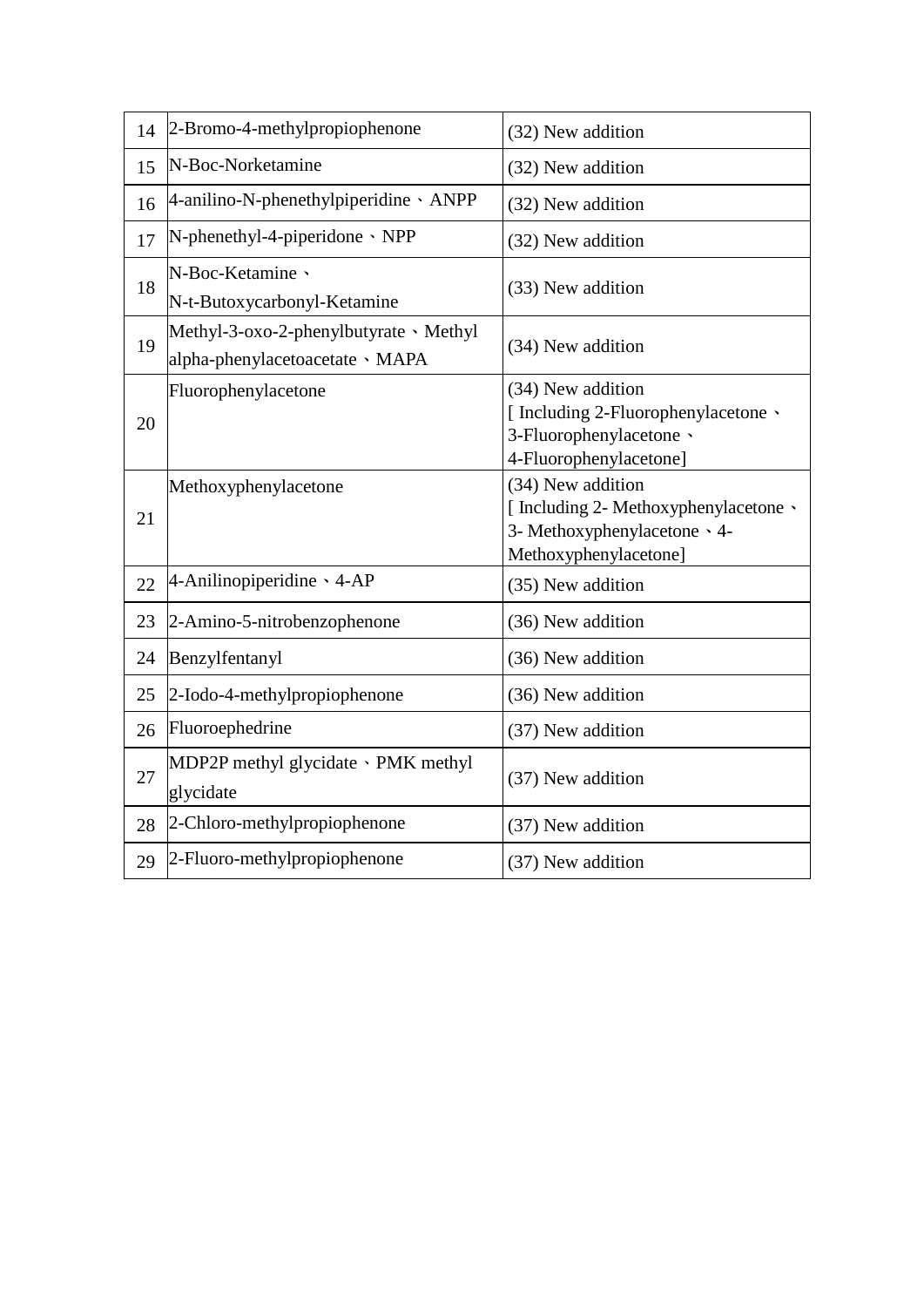| | | |
|---|---|---|
| 14 | 2-Bromo-4-methylpropiophenone | (32) New addition |
| 15 | N-Boc-Norketamine | (32) New addition |
| 16 | 4-anilino-N-phenethylpiperidine、ANPP | (32) New addition |
| 17 | N-phenethyl-4-piperidone、NPP | (32) New addition |
| 18 | N-Boc-Ketamine、N-t-Butoxycarbonyl-Ketamine | (33) New addition |
| 19 | Methyl-3-oxo-2-phenylbutyrate、Methyl alpha-phenylacetoacetate、MAPA | (34) New addition |
| 20 | Fluorophenylacetone | (34) New addition [ Including 2-Fluorophenylacetone、3-Fluorophenylacetone、4-Fluorophenylacetone] |
| 21 | Methoxyphenylacetone | (34) New addition [ Including 2- Methoxyphenylacetone、3- Methoxyphenylacetone、4-Methoxyphenylacetone] |
| 22 | 4-Anilinopiperidine、4-AP | (35) New addition |
| 23 | 2-Amino-5-nitrobenzophenone | (36) New addition |
| 24 | Benzylfentanyl | (36) New addition |
| 25 | 2-Iodo-4-methylpropiophenone | (36) New addition |
| 26 | Fluoroephedrine | (37) New addition |
| 27 | MDP2P methyl glycidate、PMK methyl glycidate | (37) New addition |
| 28 | 2-Chloro-methylpropiophenone | (37) New addition |
| 29 | 2-Fluoro-methylpropiophenone | (37) New addition |